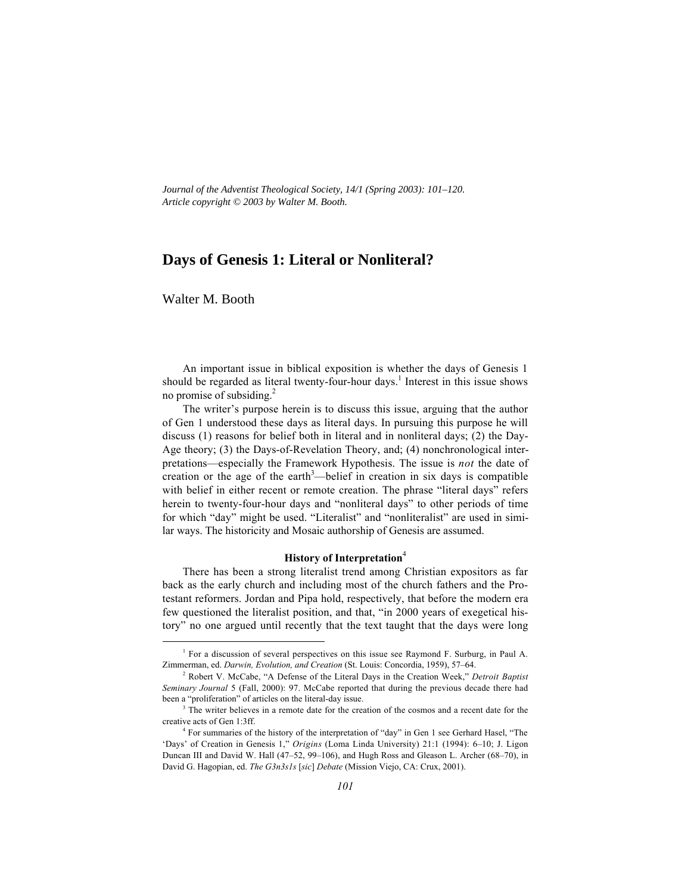Journal of the Adventist Theological Society, 14/1 (Spring 2003): 101–120.
Article copyright © 2003 by Walter M. Booth.

# Days of Genesis 1: Literal or Nonliteral?

Walter M. Booth

An important issue in biblical exposition is whether the days of Genesis 1 should be regarded as literal twenty-four-hour days.[1] Interest in this issue shows no promise of subsiding.[2]

The writer's purpose herein is to discuss this issue, arguing that the author of Gen 1 understood these days as literal days. In pursuing this purpose he will discuss (1) reasons for belief both in literal and in nonliteral days; (2) the Day-Age theory; (3) the Days-of-Revelation Theory, and; (4) nonchronological interpretations—especially the Framework Hypothesis. The issue is *not* the date of creation or the age of the earth[3]—belief in creation in six days is compatible with belief in either recent or remote creation. The phrase "literal days" refers herein to twenty-four-hour days and "nonliteral days" to other periods of time for which "day" might be used. "Literalist" and "nonliteralist" are used in similar ways. The historicity and Mosaic authorship of Genesis are assumed.

### History of Interpretation[4]

There has been a strong literalist trend among Christian expositors as far back as the early church and including most of the church fathers and the Protestant reformers. Jordan and Pipa hold, respectively, that before the modern era few questioned the literalist position, and that, "in 2000 years of exegetical history" no one argued until recently that the text taught that the days were long

---

[1] For a discussion of several perspectives on this issue see Raymond F. Surburg, in Paul A. Zimmerman, ed. *Darwin, Evolution, and Creation* (St. Louis: Concordia, 1959), 57–64.

[2] Robert V. McCabe, "A Defense of the Literal Days in the Creation Week," *Detroit Baptist Seminary Journal* 5 (Fall, 2000): 97. McCabe reported that during the previous decade there had been a "proliferation" of articles on the literal-day issue.

[3] The writer believes in a remote date for the creation of the cosmos and a recent date for the creative acts of Gen 1:3ff.

[4] For summaries of the history of the interpretation of "day" in Gen 1 see Gerhard Hasel, "The 'Days' of Creation in Genesis 1," *Origins* (Loma Linda University) 21:1 (1994): 6–10; J. Ligon Duncan III and David W. Hall (47–52, 99–106), and Hugh Ross and Gleason L. Archer (68–70), in David G. Hagopian, ed. *The G3n3s1s* [*sic*] *Debate* (Mission Viejo, CA: Crux, 2001).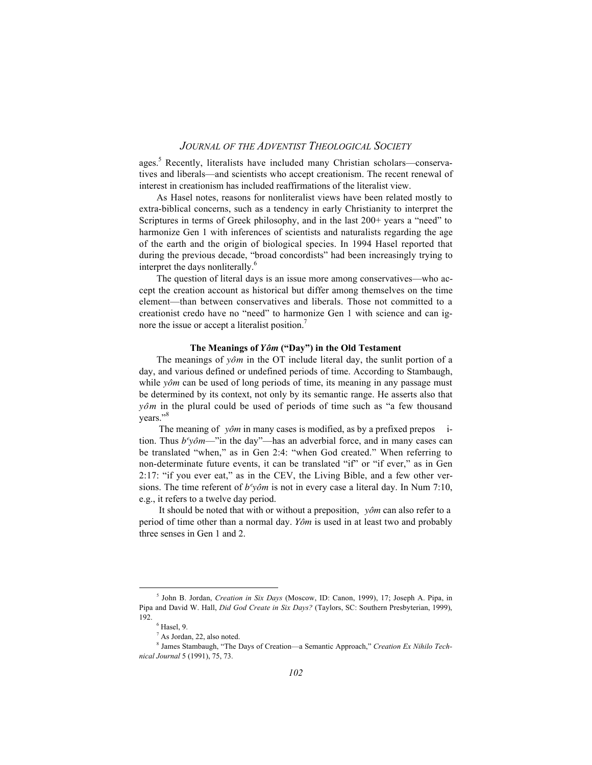ages.[5] Recently, literalists have included many Christian scholars—conservatives and liberals—and scientists who accept creationism. The recent renewal of interest in creationism has included reaffirmations of the literalist view.

As Hasel notes, reasons for nonliteralist views have been related mostly to extra-biblical concerns, such as a tendency in early Christianity to interpret the Scriptures in terms of Greek philosophy, and in the last 200+ years a "need" to harmonize Gen 1 with inferences of scientists and naturalists regarding the age of the earth and the origin of biological species. In 1994 Hasel reported that during the previous decade, "broad concordists" had been increasingly trying to interpret the days nonliterally.[6]

The question of literal days is an issue more among conservatives—who accept the creation account as historical but differ among themselves on the time element—than between conservatives and liberals. Those not committed to a creationist credo have no "need" to harmonize Gen 1 with science and can ignore the issue or accept a literalist position.[7]

### The Meanings of *Yôm* ("Day") in the Old Testament

The meanings of *yôm* in the OT include literal day, the sunlit portion of a day, and various defined or undefined periods of time. According to Stambaugh, while *yôm* can be used of long periods of time, its meaning in any passage must be determined by its context, not only by its semantic range. He asserts also that *yôm* in the plural could be used of periods of time such as "a few thousand years."[8]

The meaning of *yôm* in many cases is modified, as by a prefixed preposition. Thus *b^eyôm*—"in the day"—has an adverbial force, and in many cases can be translated "when," as in Gen 2:4: "when God created." When referring to non-determinate future events, it can be translated "if" or "if ever," as in Gen 2:17: "if you ever eat," as in the CEV, the Living Bible, and a few other versions. The time referent of *b^eyôm* is not in every case a literal day. In Num 7:10, e.g., it refers to a twelve day period.

It should be noted that with or without a preposition, *yôm* can also refer to a period of time other than a normal day. *Yôm* is used in at least two and probably three senses in Gen 1 and 2.

---

[5] John B. Jordan, *Creation in Six Days* (Moscow, ID: Canon, 1999), 17; Joseph A. Pipa, in Pipa and David W. Hall, *Did God Create in Six Days?* (Taylors, SC: Southern Presbyterian, 1999), 192.

[6] Hasel, 9.

[7] As Jordan, 22, also noted.

[8] James Stambaugh, "The Days of Creation—a Semantic Approach," *Creation Ex Nihilo Technical Journal* 5 (1991), 75, 73.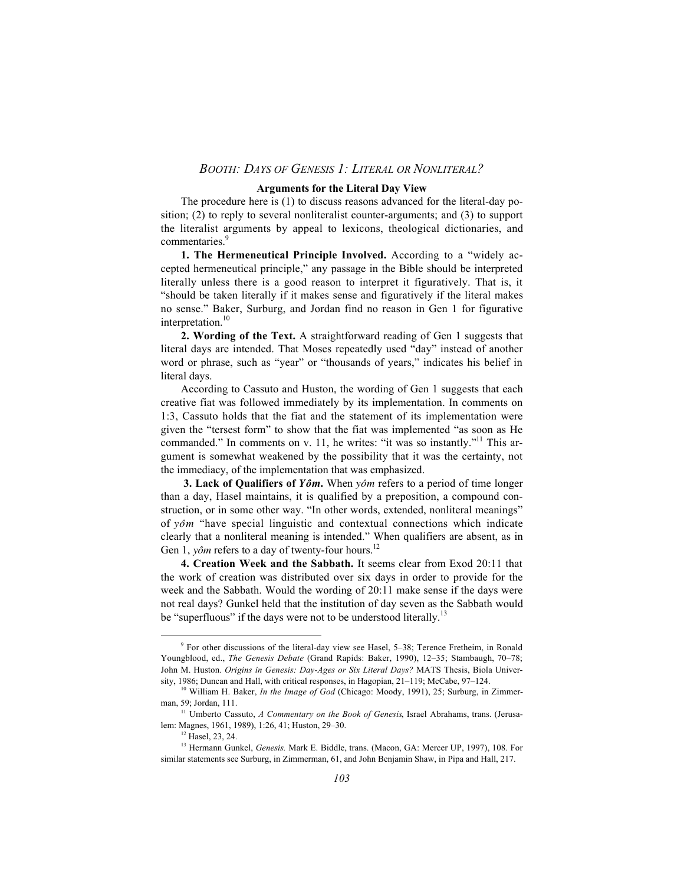## Arguments for the Literal Day View

The procedure here is (1) to discuss reasons advanced for the literal-day position; (2) to reply to several nonliteralist counter-arguments; and (3) to support the literalist arguments by appeal to lexicons, theological dictionaries, and commentaries.[9]

**1. The Hermeneutical Principle Involved.** According to a "widely accepted hermeneutical principle," any passage in the Bible should be interpreted literally unless there is a good reason to interpret it figuratively. That is, it "should be taken literally if it makes sense and figuratively if the literal makes no sense." Baker, Surburg, and Jordan find no reason in Gen 1 for figurative interpretation.[10]

**2. Wording of the Text.** A straightforward reading of Gen 1 suggests that literal days are intended. That Moses repeatedly used "day" instead of another word or phrase, such as "year" or "thousands of years," indicates his belief in literal days.

According to Cassuto and Huston, the wording of Gen 1 suggests that each creative fiat was followed immediately by its implementation. In comments on 1:3, Cassuto holds that the fiat and the statement of its implementation were given the "tersest form" to show that the fiat was implemented "as soon as He commanded." In comments on v. 11, he writes: "it was so instantly."[11] This argument is somewhat weakened by the possibility that it was the certainty, not the immediacy, of the implementation that was emphasized.

**3. Lack of Qualifiers of *Yôm*.** When *yôm* refers to a period of time longer than a day, Hasel maintains, it is qualified by a preposition, a compound construction, or in some other way. "In other words, extended, nonliteral meanings" of *yôm* "have special linguistic and contextual connections which indicate clearly that a nonliteral meaning is intended." When qualifiers are absent, as in Gen 1, *yôm* refers to a day of twenty-four hours.[12]

**4. Creation Week and the Sabbath.** It seems clear from Exod 20:11 that the work of creation was distributed over six days in order to provide for the week and the Sabbath. Would the wording of 20:11 make sense if the days were not real days? Gunkel held that the institution of day seven as the Sabbath would be "superfluous" if the days were not to be understood literally.[13]

---

[9] For other discussions of the literal-day view see Hasel, 5–38; Terence Fretheim, in Ronald Youngblood, ed., *The Genesis Debate* (Grand Rapids: Baker, 1990), 12–35; Stambaugh, 70–78; John M. Huston. *Origins in Genesis: Day-Ages or Six Literal Days?* MATS Thesis, Biola University, 1986; Duncan and Hall, with critical responses, in Hagopian, 21–119; McCabe, 97–124.

[10] William H. Baker, *In the Image of God* (Chicago: Moody, 1991), 25; Surburg, in Zimmerman, 59; Jordan, 111.

[11] Umberto Cassuto, *A Commentary on the Book of Genesis*, Israel Abrahams, trans. (Jerusalem: Magnes, 1961, 1989), 1:26, 41; Huston, 29–30.

[12] Hasel, 23, 24.

[13] Hermann Gunkel, *Genesis.* Mark E. Biddle, trans. (Macon, GA: Mercer UP, 1997), 108. For similar statements see Surburg, in Zimmerman, 61, and John Benjamin Shaw, in Pipa and Hall, 217.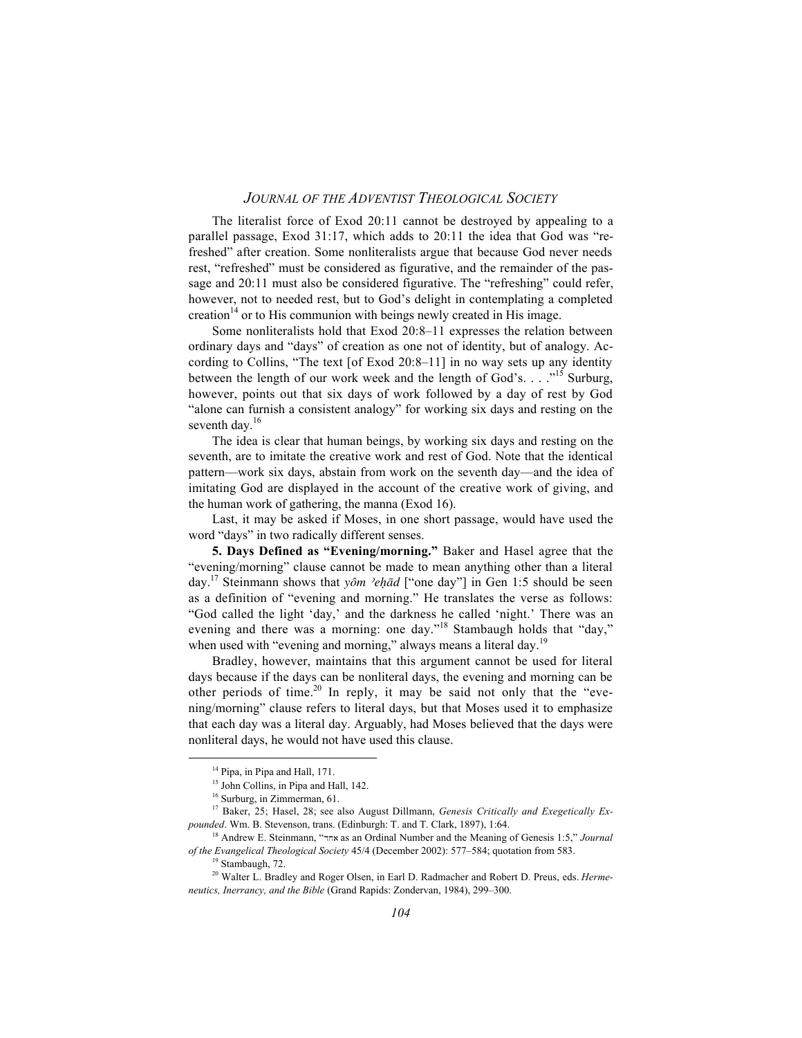The literalist force of Exod 20:11 cannot be destroyed by appealing to a parallel passage, Exod 31:17, which adds to 20:11 the idea that God was "refreshed" after creation. Some nonliteralists argue that because God never needs rest, "refreshed" must be considered as figurative, and the remainder of the passage and 20:11 must also be considered figurative. The "refreshing" could refer, however, not to needed rest, but to God's delight in contemplating a completed creation[14] or to His communion with beings newly created in His image.

Some nonliteralists hold that Exod 20:8–11 expresses the relation between ordinary days and "days" of creation as one not of identity, but of analogy. According to Collins, "The text [of Exod 20:8–11] in no way sets up any identity between the length of our work week and the length of God's. . . ."[15] Surburg, however, points out that six days of work followed by a day of rest by God "alone can furnish a consistent analogy" for working six days and resting on the seventh day.[16]

The idea is clear that human beings, by working six days and resting on the seventh, are to imitate the creative work and rest of God. Note that the identical pattern—work six days, abstain from work on the seventh day—and the idea of imitating God are displayed in the account of the creative work of giving, and the human work of gathering, the manna (Exod 16).

Last, it may be asked if Moses, in one short passage, would have used the word "days" in two radically different senses.

**5. Days Defined as "Evening/morning."** Baker and Hasel agree that the "evening/morning" clause cannot be made to mean anything other than a literal day.[17] Steinmann shows that *yôm ʾeḥād* ["one day"] in Gen 1:5 should be seen as a definition of "evening and morning." He translates the verse as follows: "God called the light 'day,' and the darkness he called 'night.' There was an evening and there was a morning: one day."[18] Stambaugh holds that "day," when used with "evening and morning," always means a literal day.[19]

Bradley, however, maintains that this argument cannot be used for literal days because if the days can be nonliteral days, the evening and morning can be other periods of time.[20] In reply, it may be said not only that the "evening/morning" clause refers to literal days, but that Moses used it to emphasize that each day was a literal day. Arguably, had Moses believed that the days were nonliteral days, he would not have used this clause.

---

[14] Pipa, in Pipa and Hall, 171.

[15] John Collins, in Pipa and Hall, 142.

[16] Surburg, in Zimmerman, 61.

[17] Baker, 25; Hasel, 28; see also August Dillmann, *Genesis Critically and Exegetically Expounded*. Wm. B. Stevenson, trans. (Edinburgh: T. and T. Clark, 1897), 1:64.

[18] Andrew E. Steinmann, "אחד as an Ordinal Number and the Meaning of Genesis 1:5," *Journal of the Evangelical Theological Society* 45/4 (December 2002): 577–584; quotation from 583.

[19] Stambaugh, 72.

[20] Walter L. Bradley and Roger Olsen, in Earl D. Radmacher and Robert D. Preus, eds. *Hermeneutics, Inerrancy, and the Bible* (Grand Rapids: Zondervan, 1984), 299–300.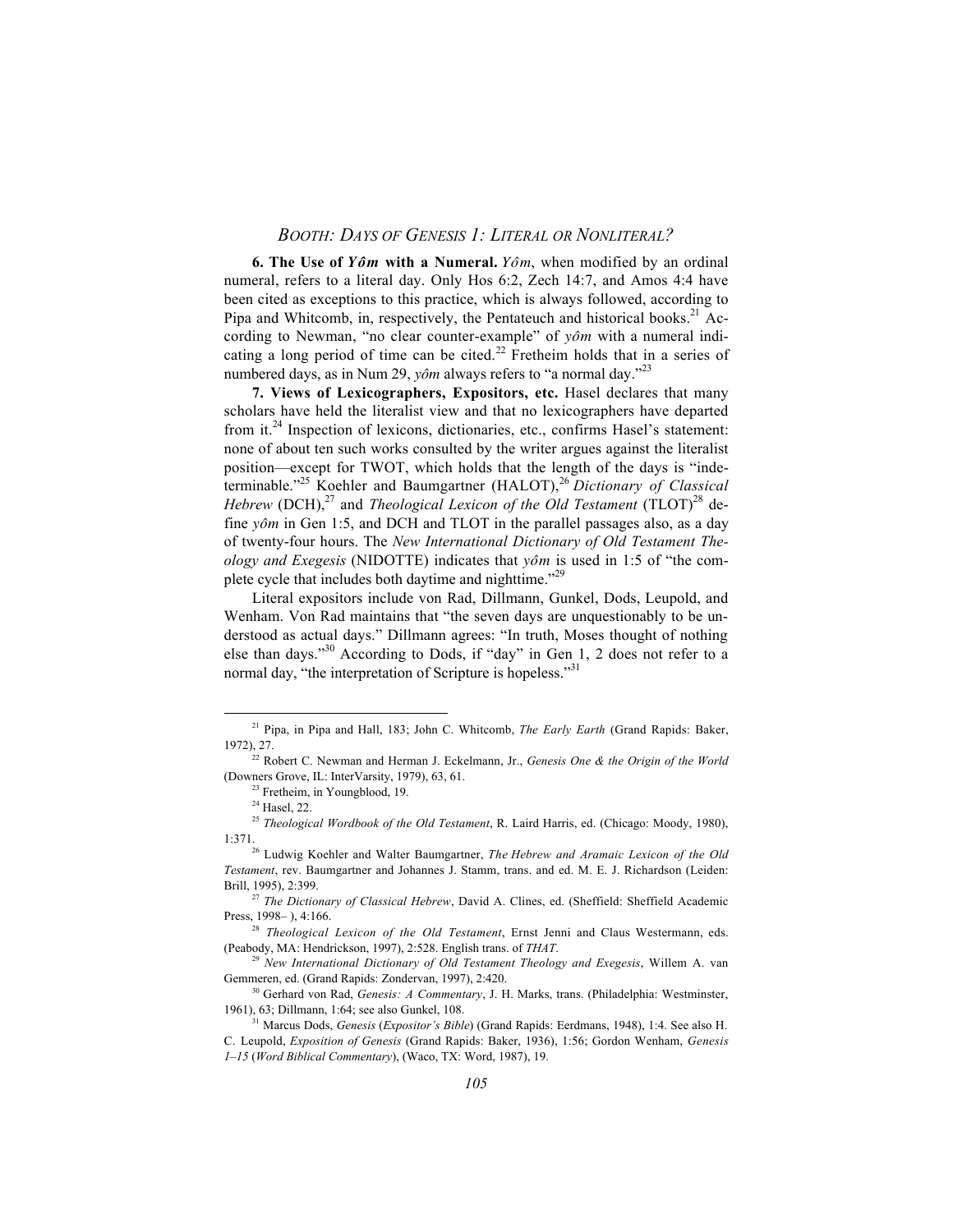**6. The Use of *Yôm* with a Numeral.** *Yôm*, when modified by an ordinal numeral, refers to a literal day. Only Hos 6:2, Zech 14:7, and Amos 4:4 have been cited as exceptions to this practice, which is always followed, according to Pipa and Whitcomb, in, respectively, the Pentateuch and historical books.[21] According to Newman, "no clear counter-example" of *yôm* with a numeral indicating a long period of time can be cited.[22] Fretheim holds that in a series of numbered days, as in Num 29, *yôm* always refers to "a normal day."[23]

**7. Views of Lexicographers, Expositors, etc.** Hasel declares that many scholars have held the literalist view and that no lexicographers have departed from it.[24] Inspection of lexicons, dictionaries, etc., confirms Hasel's statement: none of about ten such works consulted by the writer argues against the literalist position—except for TWOT, which holds that the length of the days is "indeterminable."[25] Koehler and Baumgartner (HALOT),[26] *Dictionary of Classical Hebrew* (DCH),[27] and *Theological Lexicon of the Old Testament* (TLOT)[28] define *yôm* in Gen 1:5, and DCH and TLOT in the parallel passages also, as a day of twenty-four hours. The *New International Dictionary of Old Testament Theology and Exegesis* (NIDOTTE) indicates that *yôm* is used in 1:5 of "the complete cycle that includes both daytime and nighttime."[29]

Literal expositors include von Rad, Dillmann, Gunkel, Dods, Leupold, and Wenham. Von Rad maintains that "the seven days are unquestionably to be understood as actual days." Dillmann agrees: "In truth, Moses thought of nothing else than days."[30] According to Dods, if "day" in Gen 1, 2 does not refer to a normal day, "the interpretation of Scripture is hopeless."[31]

---

[21] Pipa, in Pipa and Hall, 183; John C. Whitcomb, *The Early Earth* (Grand Rapids: Baker, 1972), 27.

[22] Robert C. Newman and Herman J. Eckelmann, Jr., *Genesis One & the Origin of the World* (Downers Grove, IL: InterVarsity, 1979), 63, 61.

[23] Fretheim, in Youngblood, 19.

[24] Hasel, 22.

[25] *Theological Wordbook of the Old Testament*, R. Laird Harris, ed. (Chicago: Moody, 1980), 1:371.

[26] Ludwig Koehler and Walter Baumgartner, *The Hebrew and Aramaic Lexicon of the Old Testament*, rev. Baumgartner and Johannes J. Stamm, trans. and ed. M. E. J. Richardson (Leiden: Brill, 1995), 2:399.

[27] *The Dictionary of Classical Hebrew*, David A. Clines, ed. (Sheffield: Sheffield Academic Press, 1998– ), 4:166.

[28] *Theological Lexicon of the Old Testament*, Ernst Jenni and Claus Westermann, eds. (Peabody, MA: Hendrickson, 1997), 2:528. English trans. of *THAT*.

[29] *New International Dictionary of Old Testament Theology and Exegesis*, Willem A. van Gemmeren, ed. (Grand Rapids: Zondervan, 1997), 2:420.

[30] Gerhard von Rad, *Genesis: A Commentary*, J. H. Marks, trans. (Philadelphia: Westminster, 1961), 63; Dillmann, 1:64; see also Gunkel, 108.

[31] Marcus Dods, *Genesis* (*Expositor's Bible*) (Grand Rapids: Eerdmans, 1948), 1:4. See also H. C. Leupold, *Exposition of Genesis* (Grand Rapids: Baker, 1936), 1:56; Gordon Wenham, *Genesis 1–15* (*Word Biblical Commentary*), (Waco, TX: Word, 1987), 19.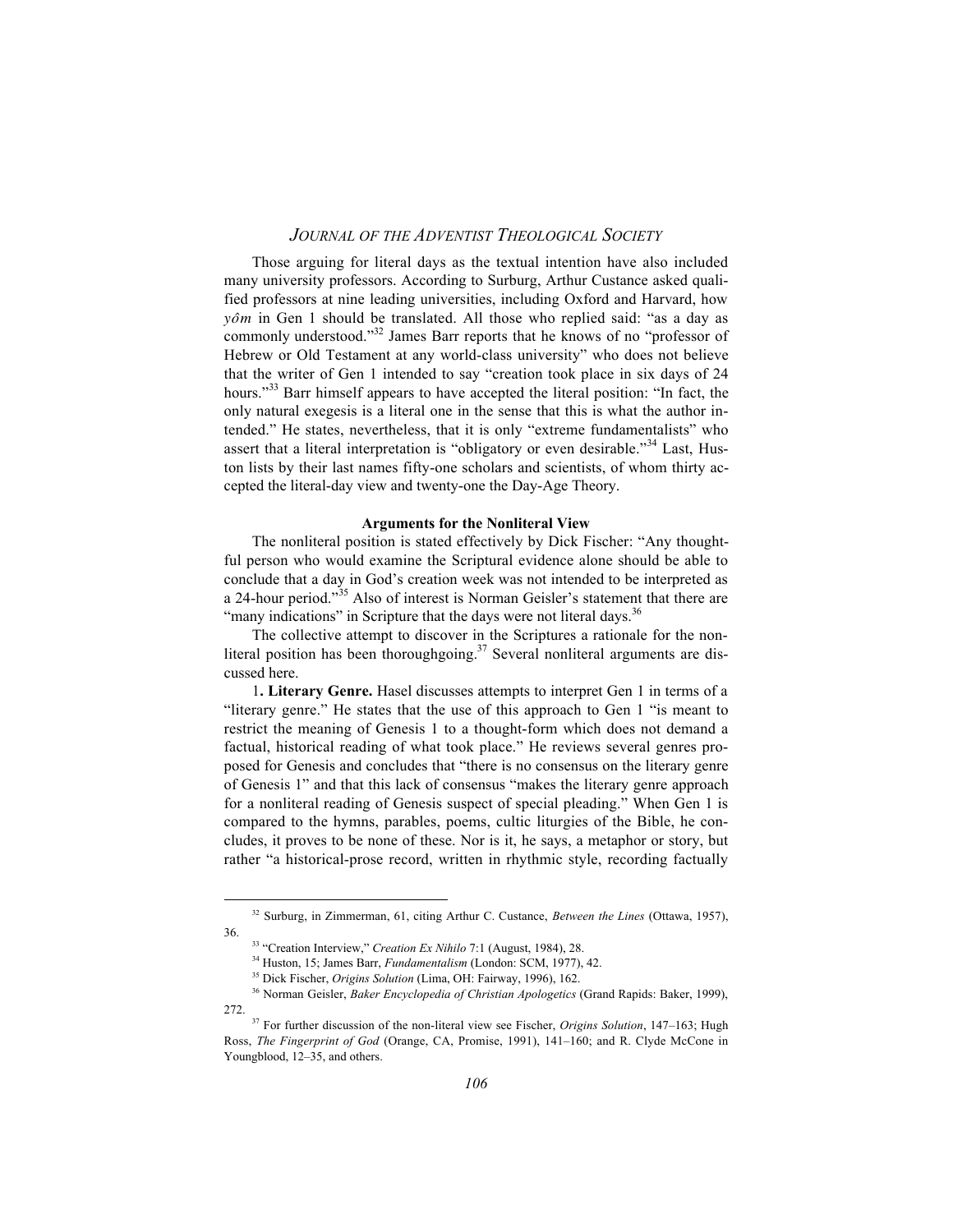Those arguing for literal days as the textual intention have also included many university professors. According to Surburg, Arthur Custance asked qualified professors at nine leading universities, including Oxford and Harvard, how *yôm* in Gen 1 should be translated. All those who replied said: "as a day as commonly understood."[32] James Barr reports that he knows of no "professor of Hebrew or Old Testament at any world-class university" who does not believe that the writer of Gen 1 intended to say "creation took place in six days of 24 hours."[33] Barr himself appears to have accepted the literal position: "In fact, the only natural exegesis is a literal one in the sense that this is what the author intended." He states, nevertheless, that it is only "extreme fundamentalists" who assert that a literal interpretation is "obligatory or even desirable."[34] Last, Huston lists by their last names fifty-one scholars and scientists, of whom thirty accepted the literal-day view and twenty-one the Day-Age Theory.

### Arguments for the Nonliteral View

The nonliteral position is stated effectively by Dick Fischer: "Any thoughtful person who would examine the Scriptural evidence alone should be able to conclude that a day in God's creation week was not intended to be interpreted as a 24-hour period."[35] Also of interest is Norman Geisler's statement that there are "many indications" in Scripture that the days were not literal days.[36]

The collective attempt to discover in the Scriptures a rationale for the nonliteral position has been thoroughgoing.[37] Several nonliteral arguments are discussed here.

1**. Literary Genre.** Hasel discusses attempts to interpret Gen 1 in terms of a "literary genre." He states that the use of this approach to Gen 1 "is meant to restrict the meaning of Genesis 1 to a thought-form which does not demand a factual, historical reading of what took place." He reviews several genres proposed for Genesis and concludes that "there is no consensus on the literary genre of Genesis 1" and that this lack of consensus "makes the literary genre approach for a nonliteral reading of Genesis suspect of special pleading." When Gen 1 is compared to the hymns, parables, poems, cultic liturgies of the Bible, he concludes, it proves to be none of these. Nor is it, he says, a metaphor or story, but rather "a historical-prose record, written in rhythmic style, recording factually

---

[32] Surburg, in Zimmerman, 61, citing Arthur C. Custance, *Between the Lines* (Ottawa, 1957), 36.

[33] "Creation Interview," *Creation Ex Nihilo* 7:1 (August, 1984), 28.

[34] Huston, 15; James Barr, *Fundamentalism* (London: SCM, 1977), 42.

[35] Dick Fischer, *Origins Solution* (Lima, OH: Fairway, 1996), 162.

[36] Norman Geisler, *Baker Encyclopedia of Christian Apologetics* (Grand Rapids: Baker, 1999), 272.

[37] For further discussion of the non-literal view see Fischer, *Origins Solution*, 147–163; Hugh Ross, *The Fingerprint of God* (Orange, CA, Promise, 1991), 141–160; and R. Clyde McCone in Youngblood, 12–35, and others.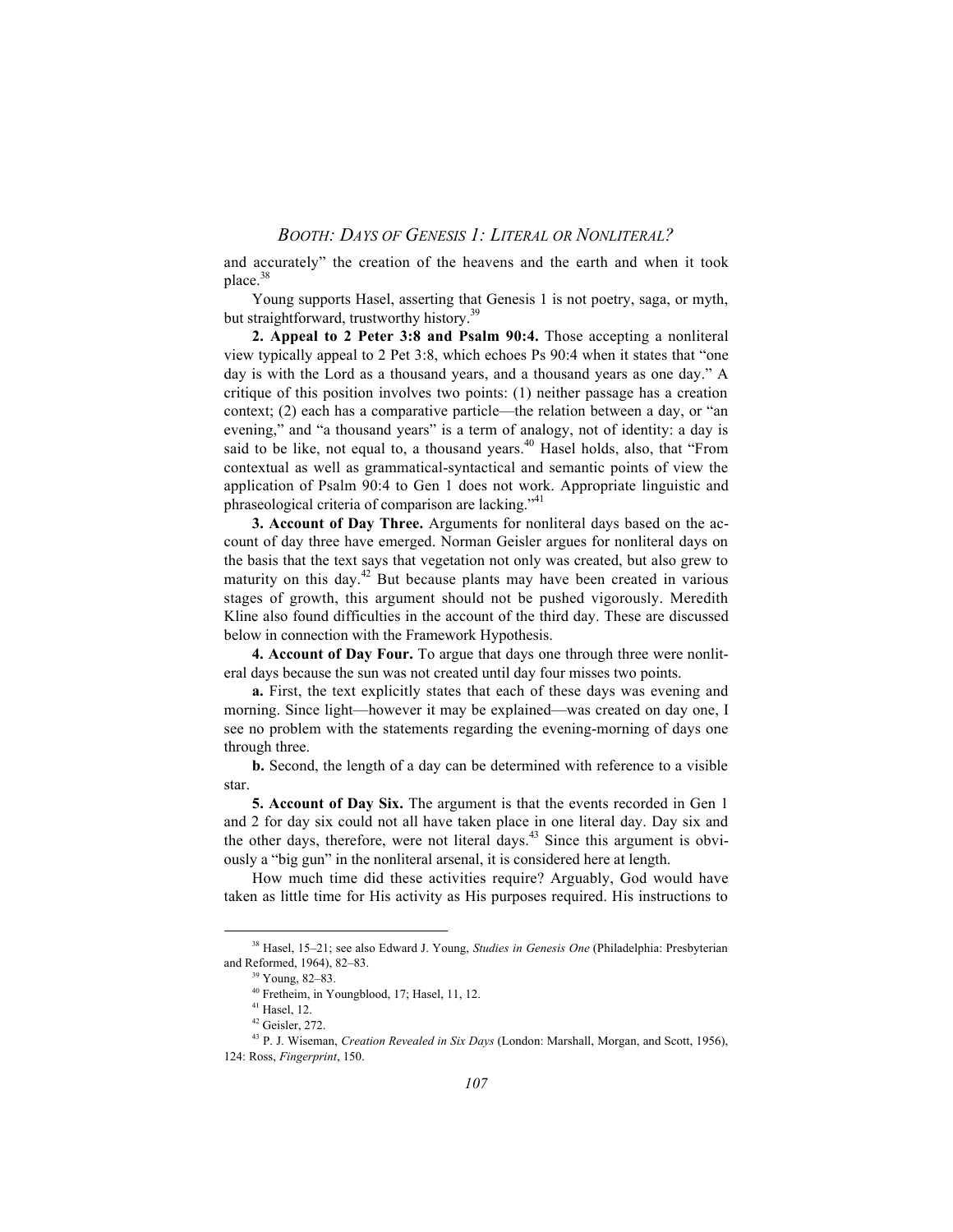and accurately" the creation of the heavens and the earth and when it took place.[38]

Young supports Hasel, asserting that Genesis 1 is not poetry, saga, or myth, but straightforward, trustworthy history.[39]

**2. Appeal to 2 Peter 3:8 and Psalm 90:4.** Those accepting a nonliteral view typically appeal to 2 Pet 3:8, which echoes Ps 90:4 when it states that "one day is with the Lord as a thousand years, and a thousand years as one day." A critique of this position involves two points: (1) neither passage has a creation context; (2) each has a comparative particle—the relation between a day, or "an evening," and "a thousand years" is a term of analogy, not of identity: a day is said to be like, not equal to, a thousand years.[40] Hasel holds, also, that "From contextual as well as grammatical-syntactical and semantic points of view the application of Psalm 90:4 to Gen 1 does not work. Appropriate linguistic and phraseological criteria of comparison are lacking."[41]

**3. Account of Day Three.** Arguments for nonliteral days based on the account of day three have emerged. Norman Geisler argues for nonliteral days on the basis that the text says that vegetation not only was created, but also grew to maturity on this day.[42] But because plants may have been created in various stages of growth, this argument should not be pushed vigorously. Meredith Kline also found difficulties in the account of the third day. These are discussed below in connection with the Framework Hypothesis.

**4. Account of Day Four.** To argue that days one through three were nonliteral days because the sun was not created until day four misses two points.

**a.** First, the text explicitly states that each of these days was evening and morning. Since light—however it may be explained—was created on day one, I see no problem with the statements regarding the evening-morning of days one through three.

**b.** Second, the length of a day can be determined with reference to a visible star.

**5. Account of Day Six.** The argument is that the events recorded in Gen 1 and 2 for day six could not all have taken place in one literal day. Day six and the other days, therefore, were not literal days.[43] Since this argument is obviously a "big gun" in the nonliteral arsenal, it is considered here at length.

How much time did these activities require? Arguably, God would have taken as little time for His activity as His purposes required. His instructions to

---

[38] Hasel, 15–21; see also Edward J. Young, *Studies in Genesis One* (Philadelphia: Presbyterian and Reformed, 1964), 82–83.

[39] Young, 82–83.

[40] Fretheim, in Youngblood, 17; Hasel, 11, 12.

[41] Hasel, 12.

[42] Geisler, 272.

[43] P. J. Wiseman, *Creation Revealed in Six Days* (London: Marshall, Morgan, and Scott, 1956), 124: Ross, *Fingerprint*, 150.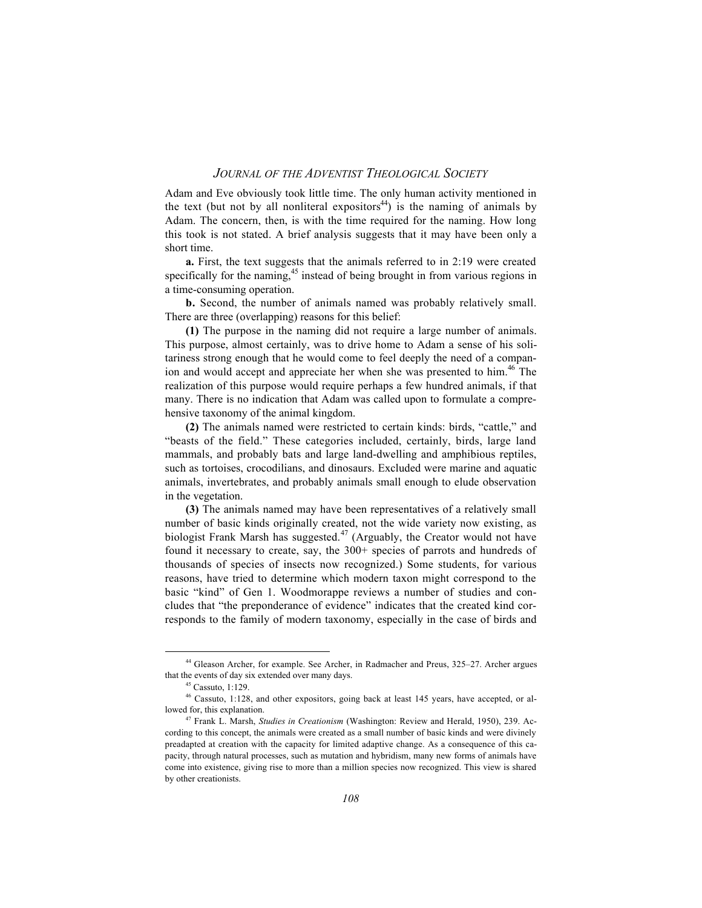Adam and Eve obviously took little time. The only human activity mentioned in the text (but not by all nonliteral expositors[44]) is the naming of animals by Adam. The concern, then, is with the time required for the naming. How long this took is not stated. A brief analysis suggests that it may have been only a short time.

**a.** First, the text suggests that the animals referred to in 2:19 were created specifically for the naming,[45] instead of being brought in from various regions in a time-consuming operation.

**b.** Second, the number of animals named was probably relatively small. There are three (overlapping) reasons for this belief:

**(1)** The purpose in the naming did not require a large number of animals. This purpose, almost certainly, was to drive home to Adam a sense of his solitariness strong enough that he would come to feel deeply the need of a companion and would accept and appreciate her when she was presented to him.[46] The realization of this purpose would require perhaps a few hundred animals, if that many. There is no indication that Adam was called upon to formulate a comprehensive taxonomy of the animal kingdom.

**(2)** The animals named were restricted to certain kinds: birds, "cattle," and "beasts of the field." These categories included, certainly, birds, large land mammals, and probably bats and large land-dwelling and amphibious reptiles, such as tortoises, crocodilians, and dinosaurs. Excluded were marine and aquatic animals, invertebrates, and probably animals small enough to elude observation in the vegetation.

**(3)** The animals named may have been representatives of a relatively small number of basic kinds originally created, not the wide variety now existing, as biologist Frank Marsh has suggested.[47] (Arguably, the Creator would not have found it necessary to create, say, the 300+ species of parrots and hundreds of thousands of species of insects now recognized.) Some students, for various reasons, have tried to determine which modern taxon might correspond to the basic "kind" of Gen 1. Woodmorappe reviews a number of studies and concludes that "the preponderance of evidence" indicates that the created kind corresponds to the family of modern taxonomy, especially in the case of birds and

---

[44] Gleason Archer, for example. See Archer, in Radmacher and Preus, 325–27. Archer argues that the events of day six extended over many days.

[45] Cassuto, 1:129.

[46] Cassuto, 1:128, and other expositors, going back at least 145 years, have accepted, or allowed for, this explanation.

[47] Frank L. Marsh, *Studies in Creationism* (Washington: Review and Herald, 1950), 239. According to this concept, the animals were created as a small number of basic kinds and were divinely preadapted at creation with the capacity for limited adaptive change. As a consequence of this capacity, through natural processes, such as mutation and hybridism, many new forms of animals have come into existence, giving rise to more than a million species now recognized. This view is shared by other creationists.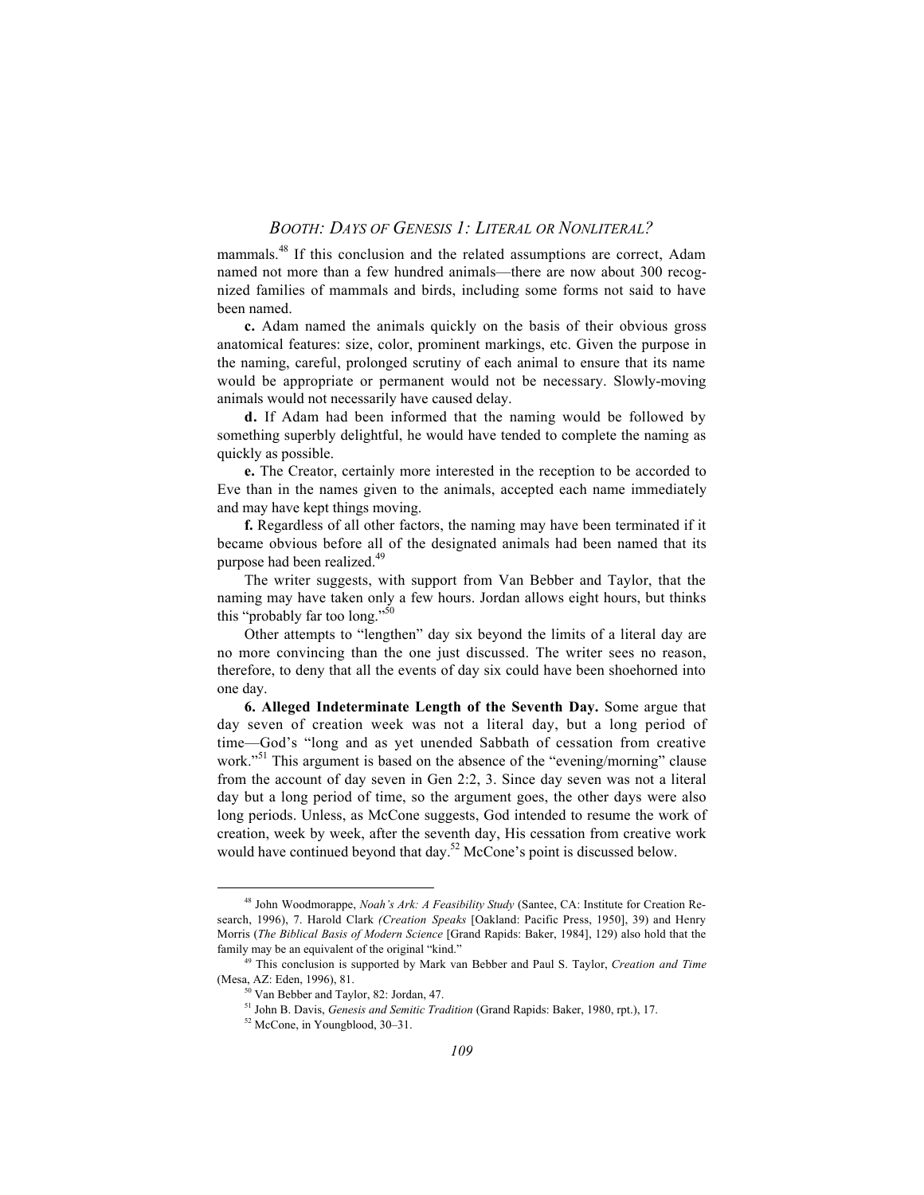mammals.[48] If this conclusion and the related assumptions are correct, Adam named not more than a few hundred animals—there are now about 300 recognized families of mammals and birds, including some forms not said to have been named.

**c.** Adam named the animals quickly on the basis of their obvious gross anatomical features: size, color, prominent markings, etc. Given the purpose in the naming, careful, prolonged scrutiny of each animal to ensure that its name would be appropriate or permanent would not be necessary. Slowly-moving animals would not necessarily have caused delay.

**d.** If Adam had been informed that the naming would be followed by something superbly delightful, he would have tended to complete the naming as quickly as possible.

**e.** The Creator, certainly more interested in the reception to be accorded to Eve than in the names given to the animals, accepted each name immediately and may have kept things moving.

**f.** Regardless of all other factors, the naming may have been terminated if it became obvious before all of the designated animals had been named that its purpose had been realized.[49]

The writer suggests, with support from Van Bebber and Taylor, that the naming may have taken only a few hours. Jordan allows eight hours, but thinks this "probably far too long."[50]

Other attempts to "lengthen" day six beyond the limits of a literal day are no more convincing than the one just discussed. The writer sees no reason, therefore, to deny that all the events of day six could have been shoehorned into one day.

**6. Alleged Indeterminate Length of the Seventh Day.** Some argue that day seven of creation week was not a literal day, but a long period of time—God's "long and as yet unended Sabbath of cessation from creative work."[51] This argument is based on the absence of the "evening/morning" clause from the account of day seven in Gen 2:2, 3. Since day seven was not a literal day but a long period of time, so the argument goes, the other days were also long periods. Unless, as McCone suggests, God intended to resume the work of creation, week by week, after the seventh day, His cessation from creative work would have continued beyond that day.[52] McCone's point is discussed below.

---

[48] John Woodmorappe, *Noah's Ark: A Feasibility Study* (Santee, CA: Institute for Creation Research, 1996), 7. Harold Clark *(Creation Speaks* [Oakland: Pacific Press, 1950], 39) and Henry Morris (*The Biblical Basis of Modern Science* [Grand Rapids: Baker, 1984], 129) also hold that the family may be an equivalent of the original "kind."

[49] This conclusion is supported by Mark van Bebber and Paul S. Taylor, *Creation and Time* (Mesa, AZ: Eden, 1996), 81.

[50] Van Bebber and Taylor, 82: Jordan, 47.

[51] John B. Davis, *Genesis and Semitic Tradition* (Grand Rapids: Baker, 1980, rpt.), 17.

[52] McCone, in Youngblood, 30–31.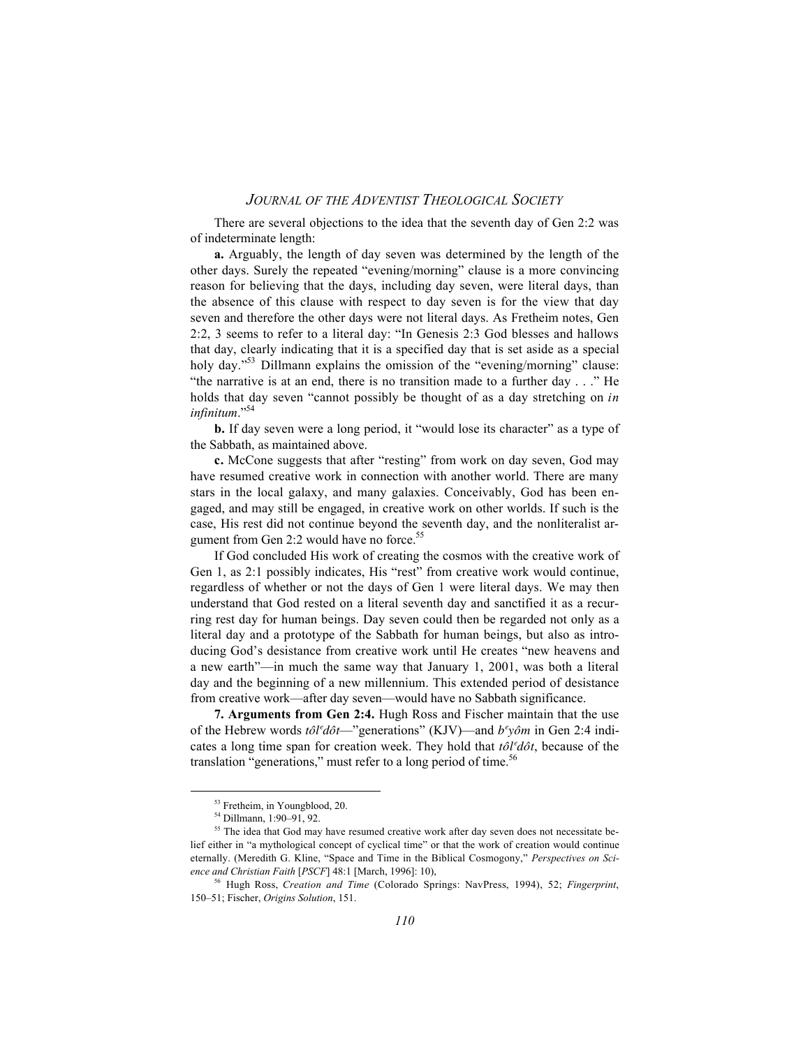There are several objections to the idea that the seventh day of Gen 2:2 was of indeterminate length:

**a.** Arguably, the length of day seven was determined by the length of the other days. Surely the repeated "evening/morning" clause is a more convincing reason for believing that the days, including day seven, were literal days, than the absence of this clause with respect to day seven is for the view that day seven and therefore the other days were not literal days. As Fretheim notes, Gen 2:2, 3 seems to refer to a literal day: "In Genesis 2:3 God blesses and hallows that day, clearly indicating that it is a specified day that is set aside as a special holy day."[53] Dillmann explains the omission of the "evening/morning" clause: "the narrative is at an end, there is no transition made to a further day . . ." He holds that day seven "cannot possibly be thought of as a day stretching on *in infinitum*."[54]

**b.** If day seven were a long period, it "would lose its character" as a type of the Sabbath, as maintained above.

**c.** McCone suggests that after "resting" from work on day seven, God may have resumed creative work in connection with another world. There are many stars in the local galaxy, and many galaxies. Conceivably, God has been engaged, and may still be engaged, in creative work on other worlds. If such is the case, His rest did not continue beyond the seventh day, and the nonliteralist argument from Gen 2:2 would have no force.[55]

If God concluded His work of creating the cosmos with the creative work of Gen 1, as 2:1 possibly indicates, His "rest" from creative work would continue, regardless of whether or not the days of Gen 1 were literal days. We may then understand that God rested on a literal seventh day and sanctified it as a recurring rest day for human beings. Day seven could then be regarded not only as a literal day and a prototype of the Sabbath for human beings, but also as introducing God's desistance from creative work until He creates "new heavens and a new earth"—in much the same way that January 1, 2001, was both a literal day and the beginning of a new millennium. This extended period of desistance from creative work—after day seven—would have no Sabbath significance.

**7. Arguments from Gen 2:4.** Hugh Ross and Fischer maintain that the use of the Hebrew words *tôlᵉdôt*—"generations" (KJV)—and *bᵉyôm* in Gen 2:4 indicates a long time span for creation week. They hold that *tôlᵉdôt*, because of the translation "generations," must refer to a long period of time.[56]

---

[53] Fretheim, in Youngblood, 20.

[54] Dillmann, 1:90–91, 92.

[55] The idea that God may have resumed creative work after day seven does not necessitate belief either in "a mythological concept of cyclical time" or that the work of creation would continue eternally. (Meredith G. Kline, "Space and Time in the Biblical Cosmogony," *Perspectives on Science and Christian Faith* [*PSCF*] 48:1 [March, 1996]: 10),

[56] Hugh Ross, *Creation and Time* (Colorado Springs: NavPress, 1994), 52; *Fingerprint*, 150–51; Fischer, *Origins Solution*, 151.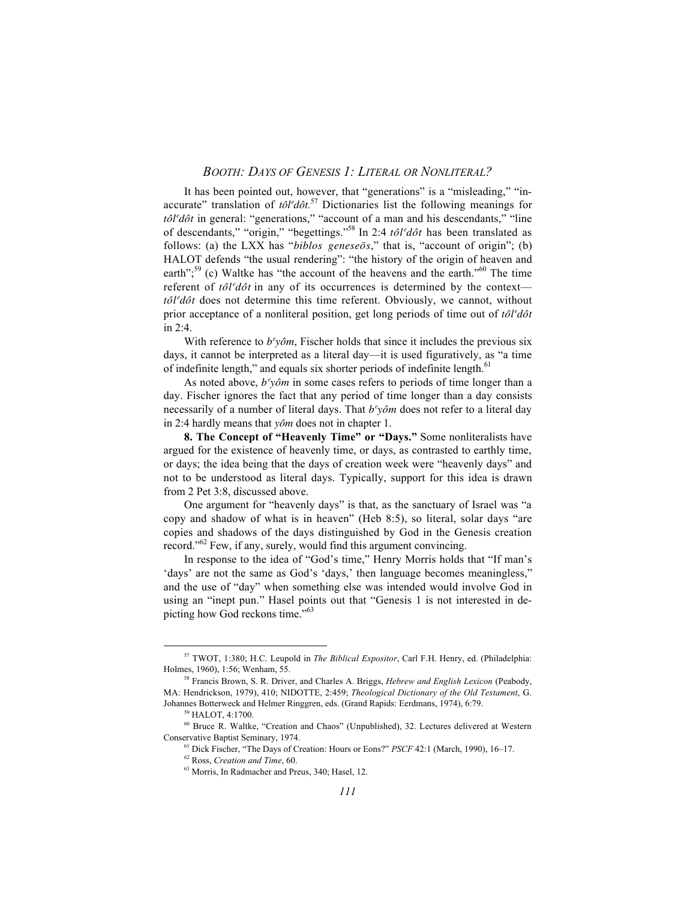It has been pointed out, however, that "generations" is a "misleading," "inaccurate" translation of *tôlᵉdôt.*[57] Dictionaries list the following meanings for *tôlᵉdôt* in general: "generations," "account of a man and his descendants," "line of descendants," "origin," "begettings."[58] In 2:4 *tôlᵉdôt* has been translated as follows: (a) the LXX has "*biblos geneseōs*," that is, "account of origin"; (b) HALOT defends "the usual rendering": "the history of the origin of heaven and earth";[59] (c) Waltke has "the account of the heavens and the earth."[60] The time referent of *tôlᵉdôt* in any of its occurrences is determined by the context—*tôlᵉdôt* does not determine this time referent. Obviously, we cannot, without prior acceptance of a nonliteral position, get long periods of time out of *tôlᵉdôt* in 2:4.

With reference to *bᵉyôm*, Fischer holds that since it includes the previous six days, it cannot be interpreted as a literal day—it is used figuratively, as "a time of indefinite length," and equals six shorter periods of indefinite length.[61]

As noted above, *bᵉyôm* in some cases refers to periods of time longer than a day. Fischer ignores the fact that any period of time longer than a day consists necessarily of a number of literal days. That *bᵉyôm* does not refer to a literal day in 2:4 hardly means that *yôm* does not in chapter 1.

**8. The Concept of "Heavenly Time" or "Days."** Some nonliteralists have argued for the existence of heavenly time, or days, as contrasted to earthly time, or days; the idea being that the days of creation week were "heavenly days" and not to be understood as literal days. Typically, support for this idea is drawn from 2 Pet 3:8, discussed above.

One argument for "heavenly days" is that, as the sanctuary of Israel was "a copy and shadow of what is in heaven" (Heb 8:5), so literal, solar days "are copies and shadows of the days distinguished by God in the Genesis creation record."[62] Few, if any, surely, would find this argument convincing.

In response to the idea of "God's time," Henry Morris holds that "If man's 'days' are not the same as God's 'days,' then language becomes meaningless," and the use of "day" when something else was intended would involve God in using an "inept pun." Hasel points out that "Genesis 1 is not interested in depicting how God reckons time."[63]

---

[57] TWOT, 1:380; H.C. Leupold in *The Biblical Expositor*, Carl F.H. Henry, ed. (Philadelphia: Holmes, 1960), 1:56; Wenham, 55.

[58] Francis Brown, S. R. Driver, and Charles A. Briggs, *Hebrew and English Lexicon* (Peabody, MA: Hendrickson, 1979), 410; NIDOTTE, 2:459; *Theological Dictionary of the Old Testament*, G. Johannes Botterweck and Helmer Ringgren, eds. (Grand Rapids: Eerdmans, 1974), 6:79.

[59] HALOT, 4:1700.

[60] Bruce R. Waltke, "Creation and Chaos" (Unpublished), 32. Lectures delivered at Western Conservative Baptist Seminary, 1974.

[61] Dick Fischer, "The Days of Creation: Hours or Eons?" *PSCF* 42:1 (March, 1990), 16–17.

[62] Ross, *Creation and Time*, 60.

[63] Morris, In Radmacher and Preus, 340; Hasel, 12.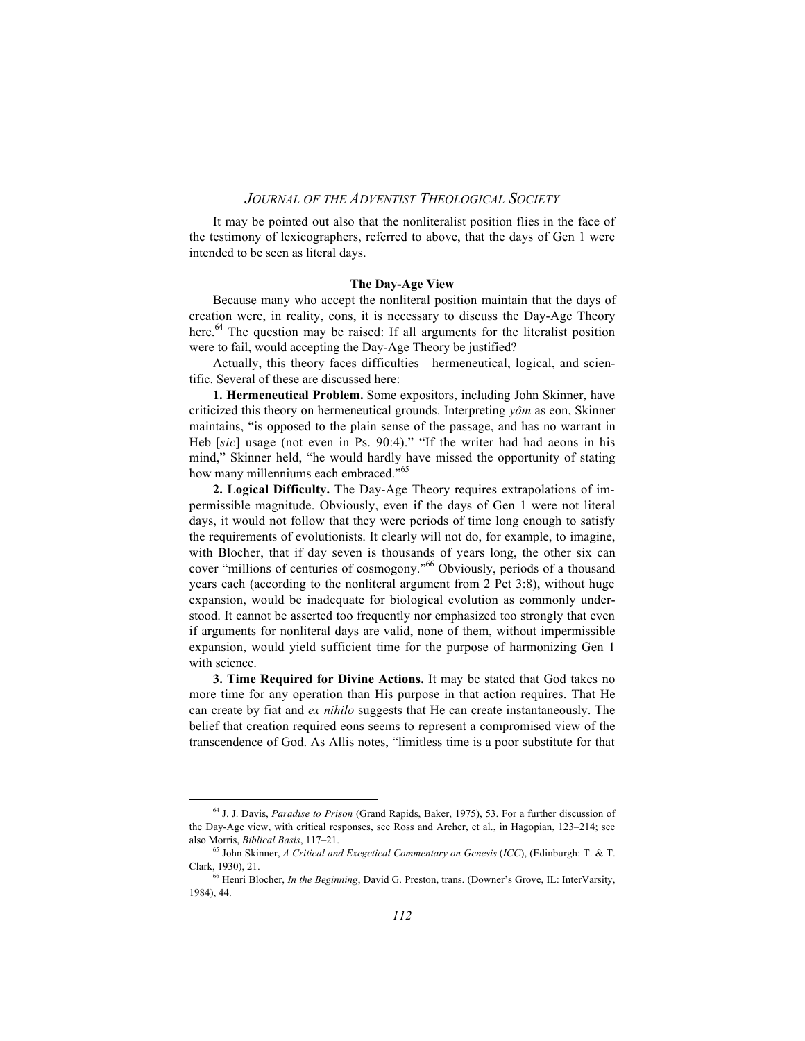It may be pointed out also that the nonliteralist position flies in the face of the testimony of lexicographers, referred to above, that the days of Gen 1 were intended to be seen as literal days.

### The Day-Age View

Because many who accept the nonliteral position maintain that the days of creation were, in reality, eons, it is necessary to discuss the Day-Age Theory here.[64] The question may be raised: If all arguments for the literalist position were to fail, would accepting the Day-Age Theory be justified?

Actually, this theory faces difficulties—hermeneutical, logical, and scientific. Several of these are discussed here:

**1. Hermeneutical Problem.** Some expositors, including John Skinner, have criticized this theory on hermeneutical grounds. Interpreting *yôm* as eon, Skinner maintains, "is opposed to the plain sense of the passage, and has no warrant in Heb [*sic*] usage (not even in Ps. 90:4)." "If the writer had had aeons in his mind," Skinner held, "he would hardly have missed the opportunity of stating how many millenniums each embraced."[65]

**2. Logical Difficulty.** The Day-Age Theory requires extrapolations of impermissible magnitude. Obviously, even if the days of Gen 1 were not literal days, it would not follow that they were periods of time long enough to satisfy the requirements of evolutionists. It clearly will not do, for example, to imagine, with Blocher, that if day seven is thousands of years long, the other six can cover "millions of centuries of cosmogony."[66] Obviously, periods of a thousand years each (according to the nonliteral argument from 2 Pet 3:8), without huge expansion, would be inadequate for biological evolution as commonly understood. It cannot be asserted too frequently nor emphasized too strongly that even if arguments for nonliteral days are valid, none of them, without impermissible expansion, would yield sufficient time for the purpose of harmonizing Gen 1 with science.

**3. Time Required for Divine Actions.** It may be stated that God takes no more time for any operation than His purpose in that action requires. That He can create by fiat and *ex nihilo* suggests that He can create instantaneously. The belief that creation required eons seems to represent a compromised view of the transcendence of God. As Allis notes, "limitless time is a poor substitute for that

---

[64] J. J. Davis, *Paradise to Prison* (Grand Rapids, Baker, 1975), 53. For a further discussion of the Day-Age view, with critical responses, see Ross and Archer, et al., in Hagopian, 123–214; see also Morris, *Biblical Basis*, 117–21.

[65] John Skinner, *A Critical and Exegetical Commentary on Genesis* (*ICC*), (Edinburgh: T. & T. Clark, 1930), 21.

[66] Henri Blocher, *In the Beginning*, David G. Preston, trans. (Downer's Grove, IL: InterVarsity, 1984), 44.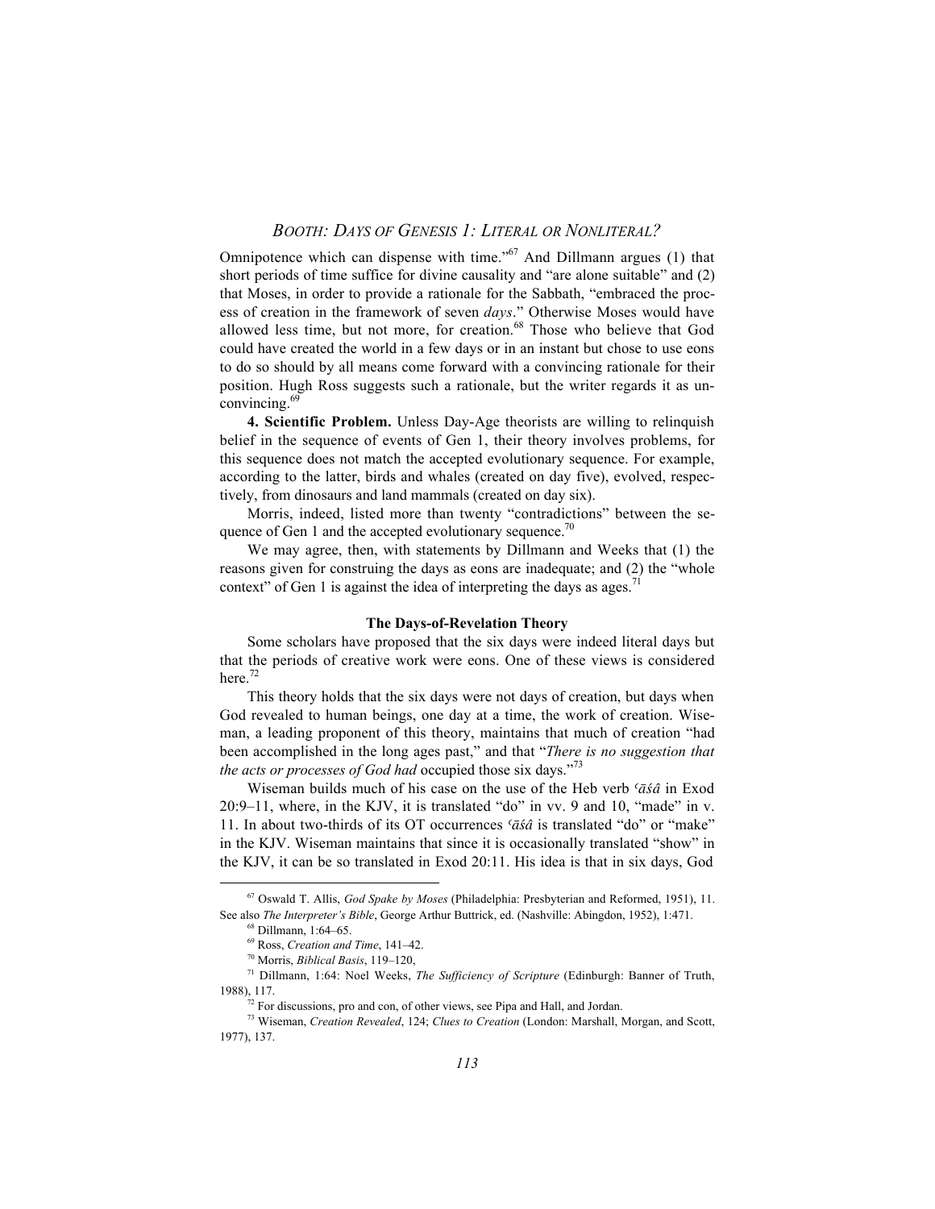Omnipotence which can dispense with time."[67] And Dillmann argues (1) that short periods of time suffice for divine causality and "are alone suitable" and (2) that Moses, in order to provide a rationale for the Sabbath, "embraced the process of creation in the framework of seven *days*." Otherwise Moses would have allowed less time, but not more, for creation.[68] Those who believe that God could have created the world in a few days or in an instant but chose to use eons to do so should by all means come forward with a convincing rationale for their position. Hugh Ross suggests such a rationale, but the writer regards it as unconvincing.[69]

**4. Scientific Problem.** Unless Day-Age theorists are willing to relinquish belief in the sequence of events of Gen 1, their theory involves problems, for this sequence does not match the accepted evolutionary sequence. For example, according to the latter, birds and whales (created on day five), evolved, respectively, from dinosaurs and land mammals (created on day six).

Morris, indeed, listed more than twenty "contradictions" between the sequence of Gen 1 and the accepted evolutionary sequence.[70]

We may agree, then, with statements by Dillmann and Weeks that (1) the reasons given for construing the days as eons are inadequate; and (2) the "whole context" of Gen 1 is against the idea of interpreting the days as ages.[71]

### The Days-of-Revelation Theory

Some scholars have proposed that the six days were indeed literal days but that the periods of creative work were eons. One of these views is considered here.[72]

This theory holds that the six days were not days of creation, but days when God revealed to human beings, one day at a time, the work of creation. Wiseman, a leading proponent of this theory, maintains that much of creation "had been accomplished in the long ages past," and that "*There is no suggestion that the acts or processes of God had* occupied those six days."[73]

Wiseman builds much of his case on the use of the Heb verb *ʿāśâ* in Exod 20:9–11, where, in the KJV, it is translated "do" in vv. 9 and 10, "made" in v. 11. In about two-thirds of its OT occurrences *ʿāśâ* is translated "do" or "make" in the KJV. Wiseman maintains that since it is occasionally translated "show" in the KJV, it can be so translated in Exod 20:11. His idea is that in six days, God

---

[67] Oswald T. Allis, *God Spake by Moses* (Philadelphia: Presbyterian and Reformed, 1951), 11. See also *The Interpreter's Bible*, George Arthur Buttrick, ed. (Nashville: Abingdon, 1952), 1:471.

[68] Dillmann, 1:64–65.

[69] Ross, *Creation and Time*, 141–42.

[70] Morris, *Biblical Basis*, 119–120,

[71] Dillmann, 1:64: Noel Weeks, *The Sufficiency of Scripture* (Edinburgh: Banner of Truth, 1988), 117.

[72] For discussions, pro and con, of other views, see Pipa and Hall, and Jordan.

[73] Wiseman, *Creation Revealed*, 124; *Clues to Creation* (London: Marshall, Morgan, and Scott, 1977), 137.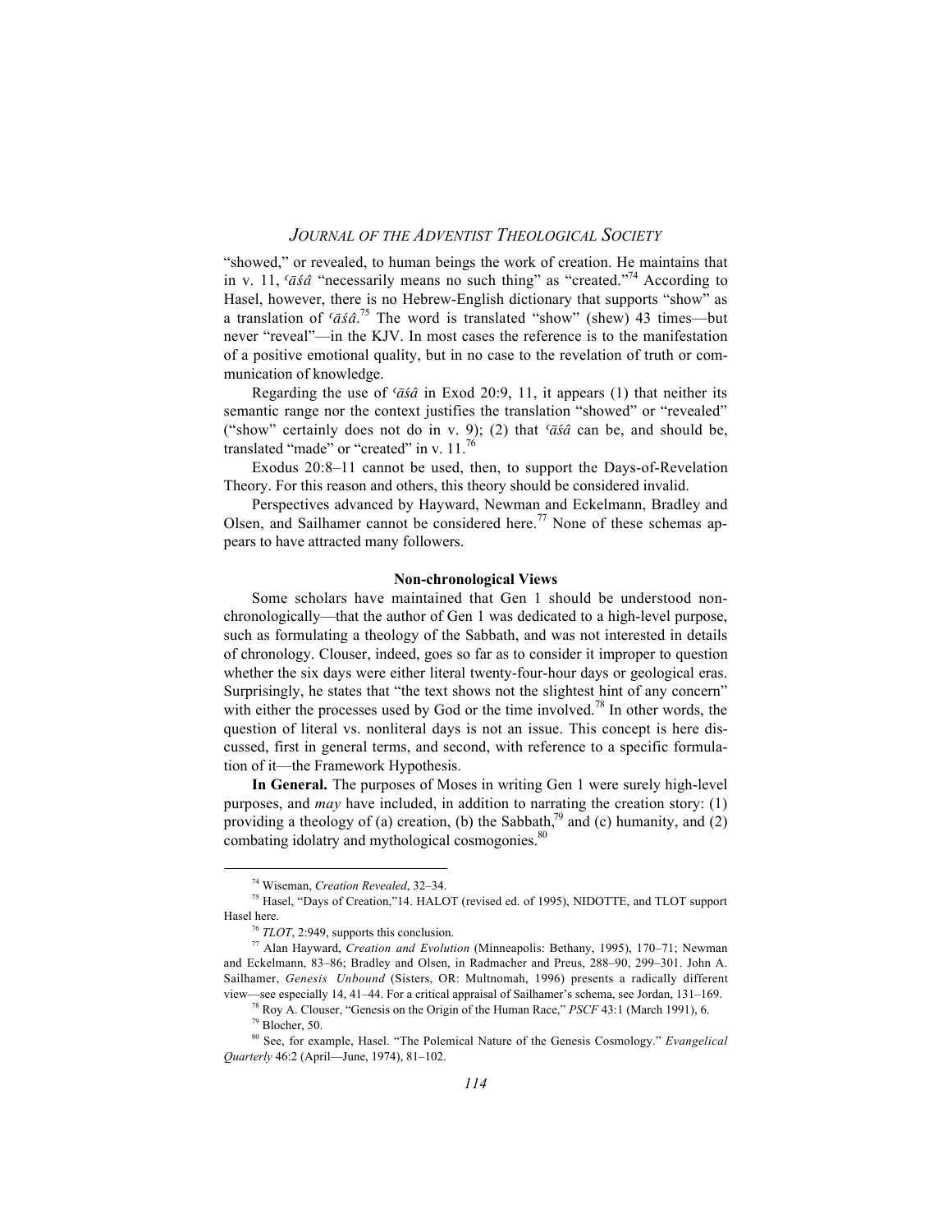"showed," or revealed, to human beings the work of creation. He maintains that in v. 11, *ʿāśâ* "necessarily means no such thing" as "created."[74] According to Hasel, however, there is no Hebrew-English dictionary that supports "show" as a translation of *ʿāśâ*.[75] The word is translated "show" (shew) 43 times—but never "reveal"—in the KJV. In most cases the reference is to the manifestation of a positive emotional quality, but in no case to the revelation of truth or communication of knowledge.

Regarding the use of *ʿāśâ* in Exod 20:9, 11, it appears (1) that neither its semantic range nor the context justifies the translation "showed" or "revealed" ("show" certainly does not do in v. 9); (2) that *ʿāśâ* can be, and should be, translated "made" or "created" in v. 11.[76]

Exodus 20:8–11 cannot be used, then, to support the Days-of-Revelation Theory. For this reason and others, this theory should be considered invalid.

Perspectives advanced by Hayward, Newman and Eckelmann, Bradley and Olsen, and Sailhamer cannot be considered here.[77] None of these schemas appears to have attracted many followers.

### Non-chronological Views

Some scholars have maintained that Gen 1 should be understood non-chronologically—that the author of Gen 1 was dedicated to a high-level purpose, such as formulating a theology of the Sabbath, and was not interested in details of chronology. Clouser, indeed, goes so far as to consider it improper to question whether the six days were either literal twenty-four-hour days or geological eras. Surprisingly, he states that "the text shows not the slightest hint of any concern" with either the processes used by God or the time involved.[78] In other words, the question of literal vs. nonliteral days is not an issue. This concept is here discussed, first in general terms, and second, with reference to a specific formulation of it—the Framework Hypothesis.

**In General.** The purposes of Moses in writing Gen 1 were surely high-level purposes, and *may* have included, in addition to narrating the creation story: (1) providing a theology of (a) creation, (b) the Sabbath,[79] and (c) humanity, and (2) combating idolatry and mythological cosmogonies.[80]

---

[74] Wiseman, *Creation Revealed*, 32–34.

[75] Hasel, "Days of Creation,"14. HALOT (revised ed. of 1995), NIDOTTE, and TLOT support Hasel here.

[76] *TLOT*, 2:949, supports this conclusion.

[77] Alan Hayward, *Creation and Evolution* (Minneapolis: Bethany, 1995), 170–71; Newman and Eckelmann, 83–86; Bradley and Olsen, in Radmacher and Preus, 288–90, 299–301. John A. Sailhamer, *Genesis Unbound* (Sisters, OR: Multnomah, 1996) presents a radically different view—see especially 14, 41–44. For a critical appraisal of Sailhamer's schema, see Jordan, 131–169.

[78] Roy A. Clouser, "Genesis on the Origin of the Human Race," *PSCF* 43:1 (March 1991), 6.

[79] Blocher, 50.

[80] See, for example, Hasel. "The Polemical Nature of the Genesis Cosmology." *Evangelical Quarterly* 46:2 (April—June, 1974), 81–102.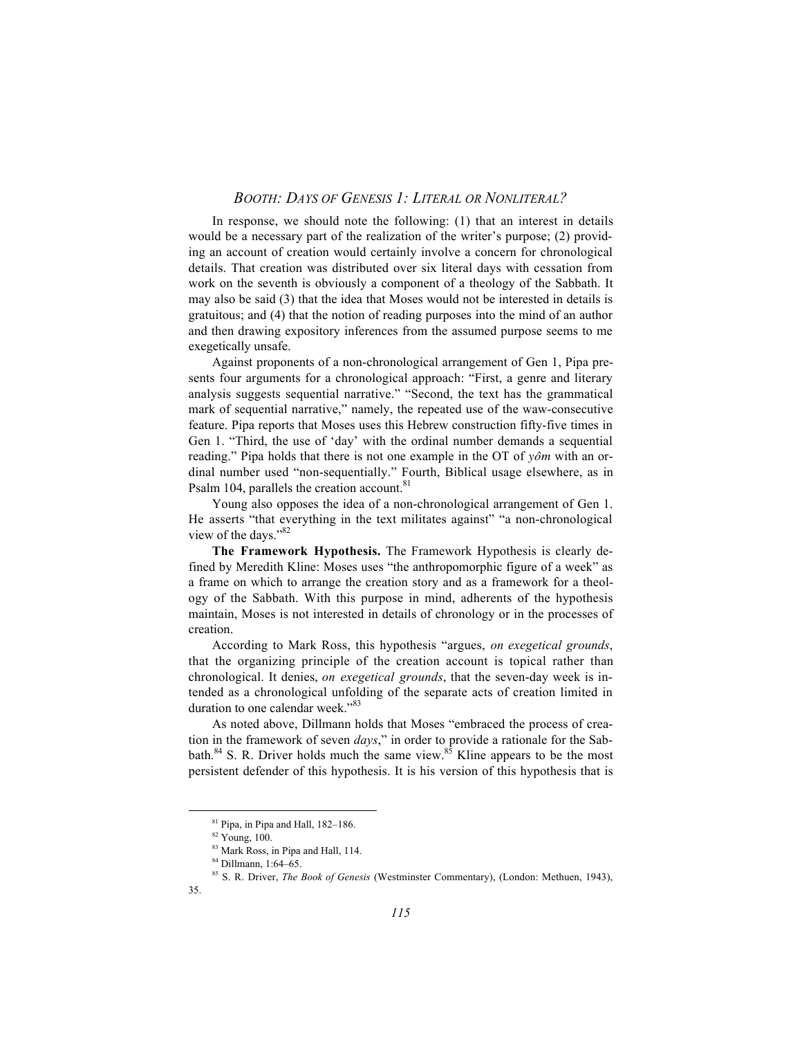In response, we should note the following: (1) that an interest in details would be a necessary part of the realization of the writer's purpose; (2) providing an account of creation would certainly involve a concern for chronological details. That creation was distributed over six literal days with cessation from work on the seventh is obviously a component of a theology of the Sabbath. It may also be said (3) that the idea that Moses would not be interested in details is gratuitous; and (4) that the notion of reading purposes into the mind of an author and then drawing expository inferences from the assumed purpose seems to me exegetically unsafe.

Against proponents of a non-chronological arrangement of Gen 1, Pipa presents four arguments for a chronological approach: "First, a genre and literary analysis suggests sequential narrative." "Second, the text has the grammatical mark of sequential narrative," namely, the repeated use of the waw-consecutive feature. Pipa reports that Moses uses this Hebrew construction fifty-five times in Gen 1. "Third, the use of 'day' with the ordinal number demands a sequential reading." Pipa holds that there is not one example in the OT of *yôm* with an ordinal number used "non-sequentially." Fourth, Biblical usage elsewhere, as in Psalm 104, parallels the creation account.[81]

Young also opposes the idea of a non-chronological arrangement of Gen 1. He asserts "that everything in the text militates against" "a non-chronological view of the days."[82]

**The Framework Hypothesis.** The Framework Hypothesis is clearly defined by Meredith Kline: Moses uses "the anthropomorphic figure of a week" as a frame on which to arrange the creation story and as a framework for a theology of the Sabbath. With this purpose in mind, adherents of the hypothesis maintain, Moses is not interested in details of chronology or in the processes of creation.

According to Mark Ross, this hypothesis "argues, *on exegetical grounds*, that the organizing principle of the creation account is topical rather than chronological. It denies, *on exegetical grounds*, that the seven-day week is intended as a chronological unfolding of the separate acts of creation limited in duration to one calendar week."[83]

As noted above, Dillmann holds that Moses "embraced the process of creation in the framework of seven *days*," in order to provide a rationale for the Sabbath.[84] S. R. Driver holds much the same view.[85] Kline appears to be the most persistent defender of this hypothesis. It is his version of this hypothesis that is

---

[81] Pipa, in Pipa and Hall, 182–186.

[82] Young, 100.

[83] Mark Ross, in Pipa and Hall, 114.

[84] Dillmann, 1:64–65.

[85] S. R. Driver, *The Book of Genesis* (Westminster Commentary), (London: Methuen, 1943), 35.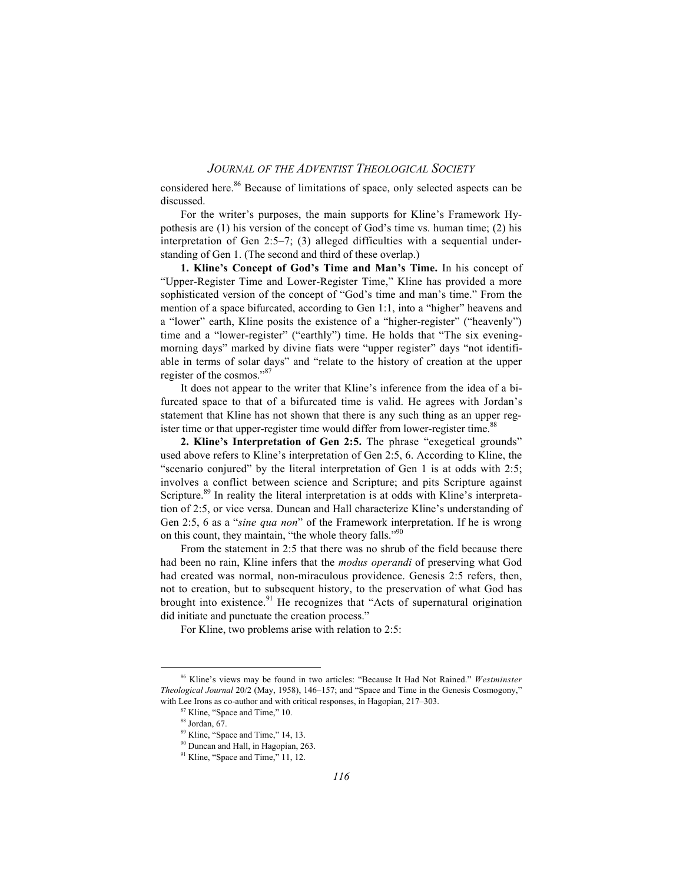considered here.[86] Because of limitations of space, only selected aspects can be discussed.

For the writer's purposes, the main supports for Kline's Framework Hypothesis are (1) his version of the concept of God's time vs. human time; (2) his interpretation of Gen 2:5–7; (3) alleged difficulties with a sequential understanding of Gen 1. (The second and third of these overlap.)

**1. Kline's Concept of God's Time and Man's Time.** In his concept of "Upper-Register Time and Lower-Register Time," Kline has provided a more sophisticated version of the concept of "God's time and man's time." From the mention of a space bifurcated, according to Gen 1:1, into a "higher" heavens and a "lower" earth, Kline posits the existence of a "higher-register" ("heavenly") time and a "lower-register" ("earthly") time. He holds that "The six evening-morning days" marked by divine fiats were "upper register" days "not identifiable in terms of solar days" and "relate to the history of creation at the upper register of the cosmos."[87]

It does not appear to the writer that Kline's inference from the idea of a bifurcated space to that of a bifurcated time is valid. He agrees with Jordan's statement that Kline has not shown that there is any such thing as an upper register time or that upper-register time would differ from lower-register time.[88]

**2. Kline's Interpretation of Gen 2:5.** The phrase "exegetical grounds" used above refers to Kline's interpretation of Gen 2:5, 6. According to Kline, the "scenario conjured" by the literal interpretation of Gen 1 is at odds with 2:5; involves a conflict between science and Scripture; and pits Scripture against Scripture.[89] In reality the literal interpretation is at odds with Kline's interpretation of 2:5, or vice versa. Duncan and Hall characterize Kline's understanding of Gen 2:5, 6 as a "*sine qua non*" of the Framework interpretation. If he is wrong on this count, they maintain, "the whole theory falls."[90]

From the statement in 2:5 that there was no shrub of the field because there had been no rain, Kline infers that the *modus operandi* of preserving what God had created was normal, non-miraculous providence. Genesis 2:5 refers, then, not to creation, but to subsequent history, to the preservation of what God has brought into existence.[91] He recognizes that "Acts of supernatural origination did initiate and punctuate the creation process."

For Kline, two problems arise with relation to 2:5:

---

[86] Kline's views may be found in two articles: "Because It Had Not Rained." *Westminster Theological Journal* 20/2 (May, 1958), 146–157; and "Space and Time in the Genesis Cosmogony," with Lee Irons as co-author and with critical responses, in Hagopian, 217–303.

[87] Kline, "Space and Time," 10.

[88] Jordan, 67.

[89] Kline, "Space and Time," 14, 13.

[90] Duncan and Hall, in Hagopian, 263.

[91] Kline, "Space and Time," 11, 12.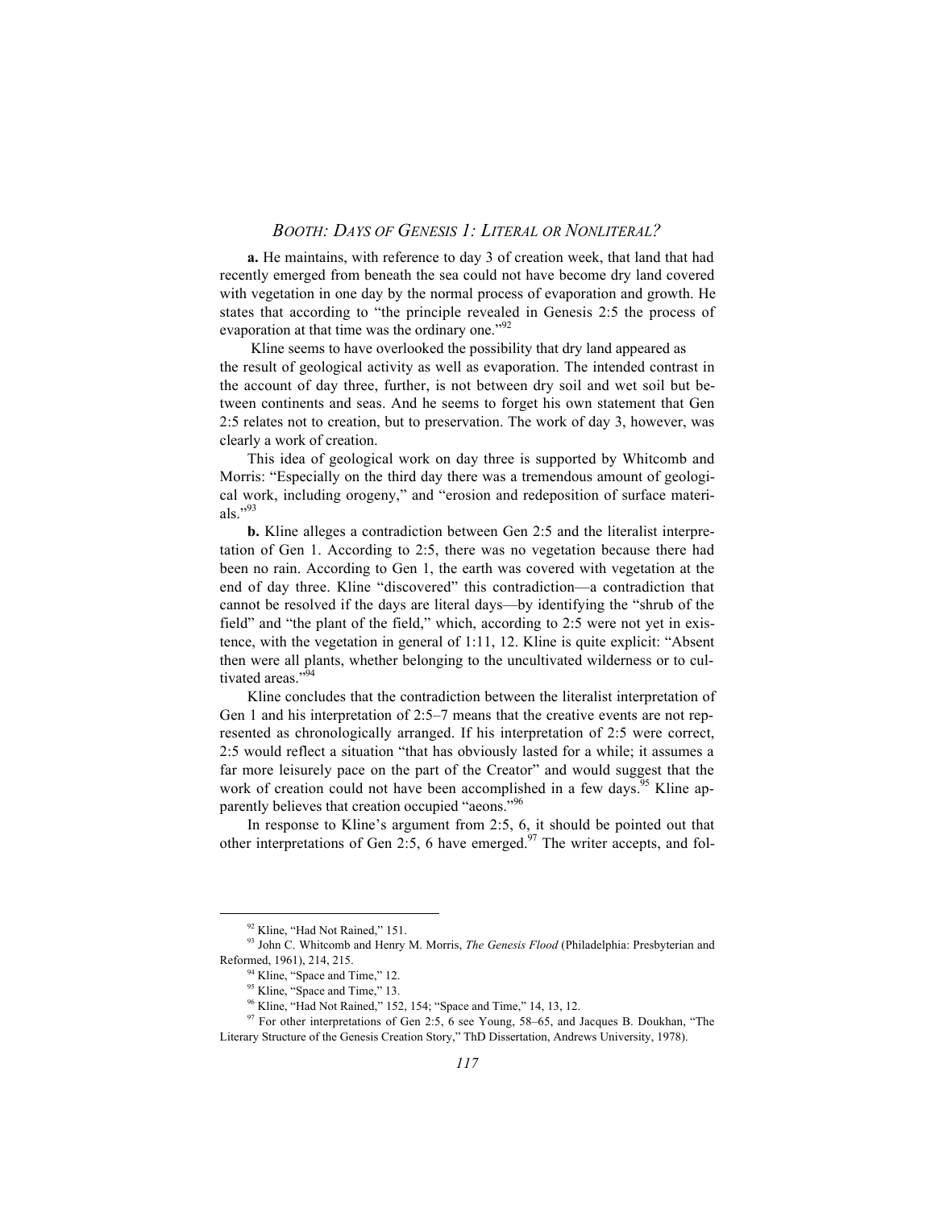**a.** He maintains, with reference to day 3 of creation week, that land that had recently emerged from beneath the sea could not have become dry land covered with vegetation in one day by the normal process of evaporation and growth. He states that according to "the principle revealed in Genesis 2:5 the process of evaporation at that time was the ordinary one."[92]

Kline seems to have overlooked the possibility that dry land appeared as the result of geological activity as well as evaporation. The intended contrast in the account of day three, further, is not between dry soil and wet soil but between continents and seas. And he seems to forget his own statement that Gen 2:5 relates not to creation, but to preservation. The work of day 3, however, was clearly a work of creation.

This idea of geological work on day three is supported by Whitcomb and Morris: "Especially on the third day there was a tremendous amount of geological work, including orogeny," and "erosion and redeposition of surface materials."[93]

**b.** Kline alleges a contradiction between Gen 2:5 and the literalist interpretation of Gen 1. According to 2:5, there was no vegetation because there had been no rain. According to Gen 1, the earth was covered with vegetation at the end of day three. Kline "discovered" this contradiction—a contradiction that cannot be resolved if the days are literal days—by identifying the "shrub of the field" and "the plant of the field," which, according to 2:5 were not yet in existence, with the vegetation in general of 1:11, 12. Kline is quite explicit: "Absent then were all plants, whether belonging to the uncultivated wilderness or to cultivated areas."[94]

Kline concludes that the contradiction between the literalist interpretation of Gen 1 and his interpretation of 2:5–7 means that the creative events are not represented as chronologically arranged. If his interpretation of 2:5 were correct, 2:5 would reflect a situation "that has obviously lasted for a while; it assumes a far more leisurely pace on the part of the Creator" and would suggest that the work of creation could not have been accomplished in a few days.[95] Kline apparently believes that creation occupied "aeons."[96]

In response to Kline's argument from 2:5, 6, it should be pointed out that other interpretations of Gen 2:5, 6 have emerged.[97] The writer accepts, and fol-

---

[92] Kline, "Had Not Rained," 151.

[93] John C. Whitcomb and Henry M. Morris, *The Genesis Flood* (Philadelphia: Presbyterian and Reformed, 1961), 214, 215.

[94] Kline, "Space and Time," 12.

[95] Kline, "Space and Time," 13.

[96] Kline, "Had Not Rained," 152, 154; "Space and Time," 14, 13, 12.

[97] For other interpretations of Gen 2:5, 6 see Young, 58–65, and Jacques B. Doukhan, "The Literary Structure of the Genesis Creation Story," ThD Dissertation, Andrews University, 1978).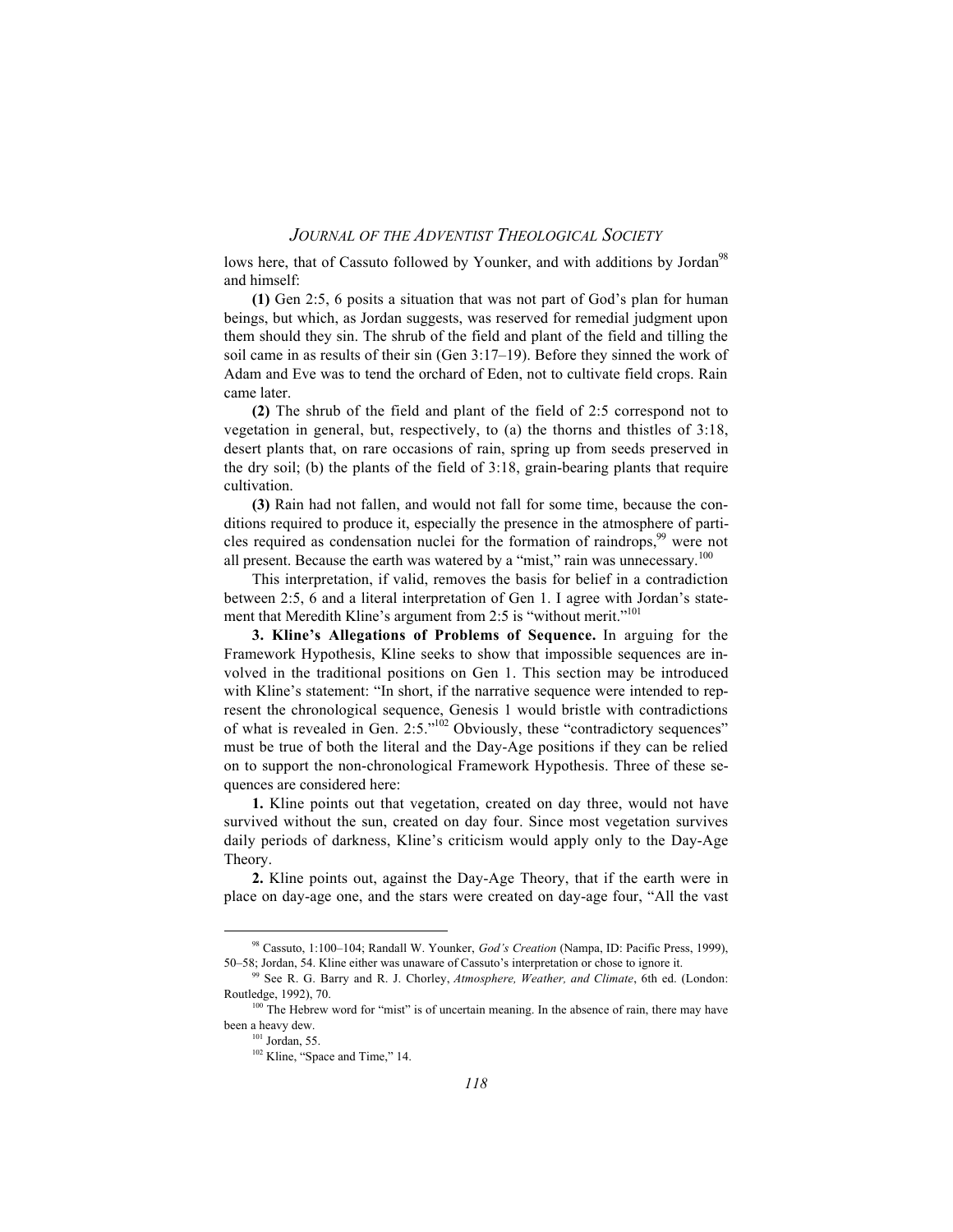lows here, that of Cassuto followed by Younker, and with additions by Jordan[98] and himself:

**(1)** Gen 2:5, 6 posits a situation that was not part of God's plan for human beings, but which, as Jordan suggests, was reserved for remedial judgment upon them should they sin. The shrub of the field and plant of the field and tilling the soil came in as results of their sin (Gen 3:17–19). Before they sinned the work of Adam and Eve was to tend the orchard of Eden, not to cultivate field crops. Rain came later.

**(2)** The shrub of the field and plant of the field of 2:5 correspond not to vegetation in general, but, respectively, to (a) the thorns and thistles of 3:18, desert plants that, on rare occasions of rain, spring up from seeds preserved in the dry soil; (b) the plants of the field of 3:18, grain-bearing plants that require cultivation.

**(3)** Rain had not fallen, and would not fall for some time, because the conditions required to produce it, especially the presence in the atmosphere of particles required as condensation nuclei for the formation of raindrops,[99] were not all present. Because the earth was watered by a "mist," rain was unnecessary.[100]

This interpretation, if valid, removes the basis for belief in a contradiction between 2:5, 6 and a literal interpretation of Gen 1. I agree with Jordan's statement that Meredith Kline's argument from 2:5 is "without merit."[101]

**3. Kline's Allegations of Problems of Sequence.** In arguing for the Framework Hypothesis, Kline seeks to show that impossible sequences are involved in the traditional positions on Gen 1. This section may be introduced with Kline's statement: "In short, if the narrative sequence were intended to represent the chronological sequence, Genesis 1 would bristle with contradictions of what is revealed in Gen. 2:5."[102] Obviously, these "contradictory sequences" must be true of both the literal and the Day-Age positions if they can be relied on to support the non-chronological Framework Hypothesis. Three of these sequences are considered here:

**1.** Kline points out that vegetation, created on day three, would not have survived without the sun, created on day four. Since most vegetation survives daily periods of darkness, Kline's criticism would apply only to the Day-Age Theory.

**2.** Kline points out, against the Day-Age Theory, that if the earth were in place on day-age one, and the stars were created on day-age four, "All the vast

---

[98] Cassuto, 1:100–104; Randall W. Younker, *God's Creation* (Nampa, ID: Pacific Press, 1999), 50–58; Jordan, 54. Kline either was unaware of Cassuto's interpretation or chose to ignore it.

[99] See R. G. Barry and R. J. Chorley, *Atmosphere, Weather, and Climate*, 6th ed. (London: Routledge, 1992), 70.

[100] The Hebrew word for "mist" is of uncertain meaning. In the absence of rain, there may have been a heavy dew.

[101] Jordan, 55.

[102] Kline, "Space and Time," 14.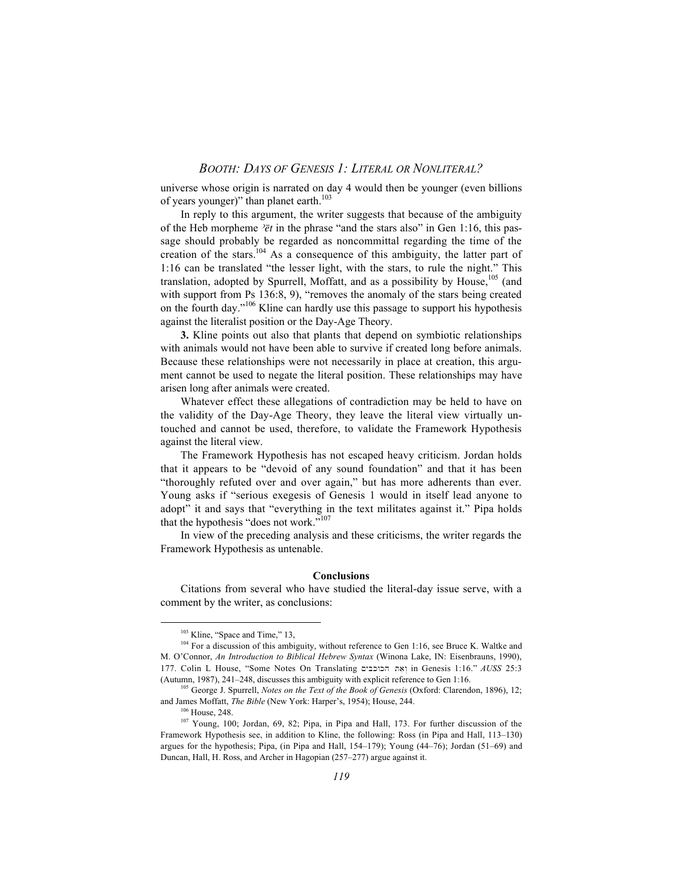universe whose origin is narrated on day 4 would then be younger (even billions of years younger)" than planet earth.[103]

In reply to this argument, the writer suggests that because of the ambiguity of the Heb morpheme *ʾēt* in the phrase "and the stars also" in Gen 1:16, this passage should probably be regarded as noncommittal regarding the time of the creation of the stars.[104] As a consequence of this ambiguity, the latter part of 1:16 can be translated "the lesser light, with the stars, to rule the night." This translation, adopted by Spurrell, Moffatt, and as a possibility by House,[105] (and with support from Ps 136:8, 9), "removes the anomaly of the stars being created on the fourth day."[106] Kline can hardly use this passage to support his hypothesis against the literalist position or the Day-Age Theory.

**3.** Kline points out also that plants that depend on symbiotic relationships with animals would not have been able to survive if created long before animals. Because these relationships were not necessarily in place at creation, this argument cannot be used to negate the literal position. These relationships may have arisen long after animals were created.

Whatever effect these allegations of contradiction may be held to have on the validity of the Day-Age Theory, they leave the literal view virtually untouched and cannot be used, therefore, to validate the Framework Hypothesis against the literal view.

The Framework Hypothesis has not escaped heavy criticism. Jordan holds that it appears to be "devoid of any sound foundation" and that it has been "thoroughly refuted over and over again," but has more adherents than ever. Young asks if "serious exegesis of Genesis 1 would in itself lead anyone to adopt" it and says that "everything in the text militates against it." Pipa holds that the hypothesis "does not work."[107]

In view of the preceding analysis and these criticisms, the writer regards the Framework Hypothesis as untenable.

## Conclusions

Citations from several who have studied the literal-day issue serve, with a comment by the writer, as conclusions:

---

[103] Kline, "Space and Time," 13,

[104] For a discussion of this ambiguity, without reference to Gen 1:16, see Bruce K. Waltke and M. O'Connor, *An Introduction to Biblical Hebrew Syntax* (Winona Lake, IN: Eisenbrauns, 1990), 177. Colin L House, "Some Notes On Translating וְאֵת הַכּוֹכָבִים in Genesis 1:16." *AUSS* 25:3 (Autumn, 1987), 241–248, discusses this ambiguity with explicit reference to Gen 1:16.

[105] George J. Spurrell, *Notes on the Text of the Book of Genesis* (Oxford: Clarendon, 1896), 12; and James Moffatt, *The Bible* (New York: Harper's, 1954); House, 244.

[106] House, 248.

[107] Young, 100; Jordan, 69, 82; Pipa, in Pipa and Hall, 173. For further discussion of the Framework Hypothesis see, in addition to Kline, the following: Ross (in Pipa and Hall, 113–130) argues for the hypothesis; Pipa, (in Pipa and Hall, 154–179); Young (44–76); Jordan (51–69) and Duncan, Hall, H. Ross, and Archer in Hagopian (257–277) argue against it.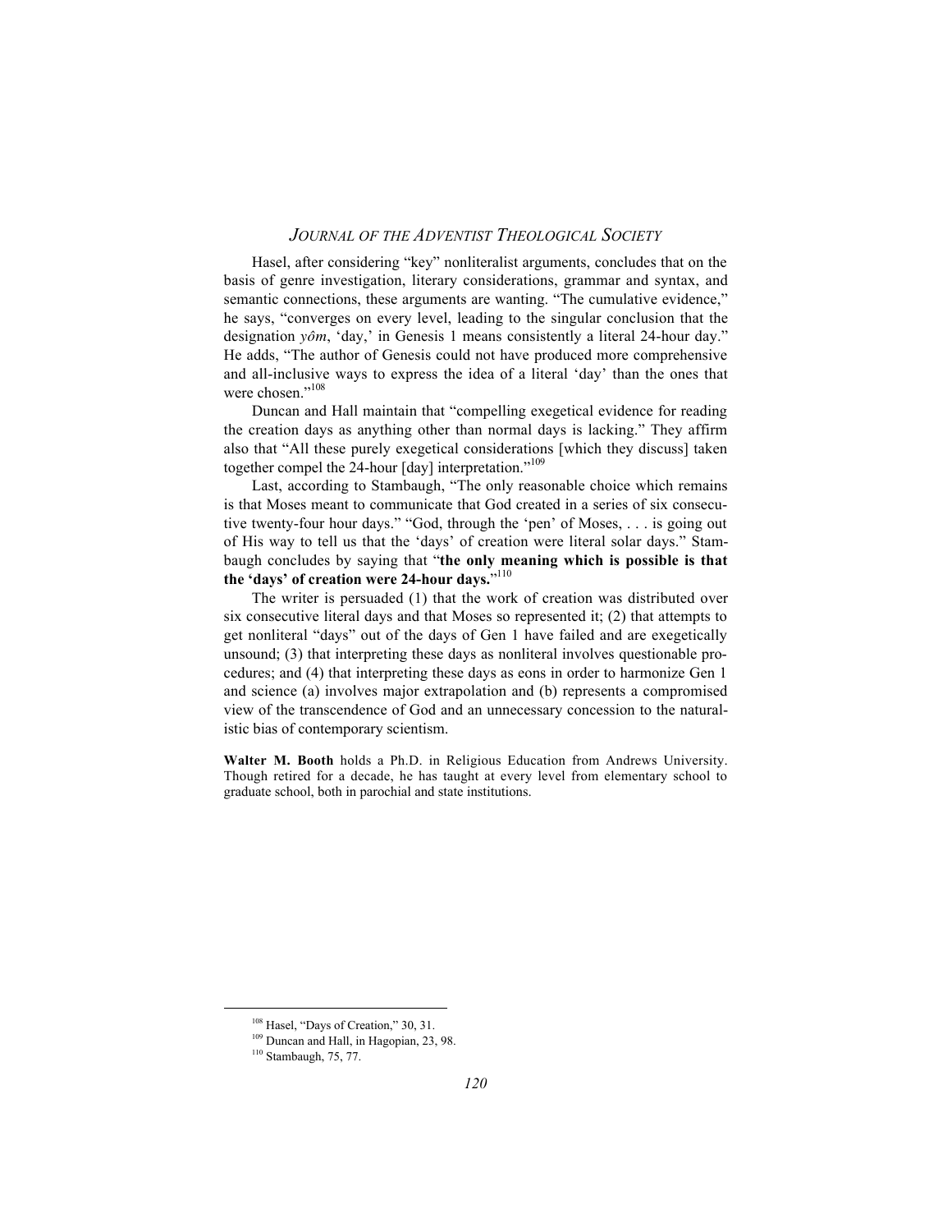Hasel, after considering "key" nonliteralist arguments, concludes that on the basis of genre investigation, literary considerations, grammar and syntax, and semantic connections, these arguments are wanting. "The cumulative evidence," he says, "converges on every level, leading to the singular conclusion that the designation *yôm*, 'day,' in Genesis 1 means consistently a literal 24-hour day." He adds, "The author of Genesis could not have produced more comprehensive and all-inclusive ways to express the idea of a literal 'day' than the ones that were chosen."[108]

Duncan and Hall maintain that "compelling exegetical evidence for reading the creation days as anything other than normal days is lacking." They affirm also that "All these purely exegetical considerations [which they discuss] taken together compel the 24-hour [day] interpretation."[109]

Last, according to Stambaugh, "The only reasonable choice which remains is that Moses meant to communicate that God created in a series of six consecutive twenty-four hour days." "God, through the 'pen' of Moses, . . . is going out of His way to tell us that the 'days' of creation were literal solar days." Stambaugh concludes by saying that "**the only meaning which is possible is that the 'days' of creation were 24-hour days.**"[110]

The writer is persuaded (1) that the work of creation was distributed over six consecutive literal days and that Moses so represented it; (2) that attempts to get nonliteral "days" out of the days of Gen 1 have failed and are exegetically unsound; (3) that interpreting these days as nonliteral involves questionable procedures; and (4) that interpreting these days as eons in order to harmonize Gen 1 and science (a) involves major extrapolation and (b) represents a compromised view of the transcendence of God and an unnecessary concession to the naturalistic bias of contemporary scientism.

**Walter M. Booth** holds a Ph.D. in Religious Education from Andrews University. Though retired for a decade, he has taught at every level from elementary school to graduate school, both in parochial and state institutions.

---

[108] Hasel, "Days of Creation," 30, 31.

[109] Duncan and Hall, in Hagopian, 23, 98.

[110] Stambaugh, 75, 77.